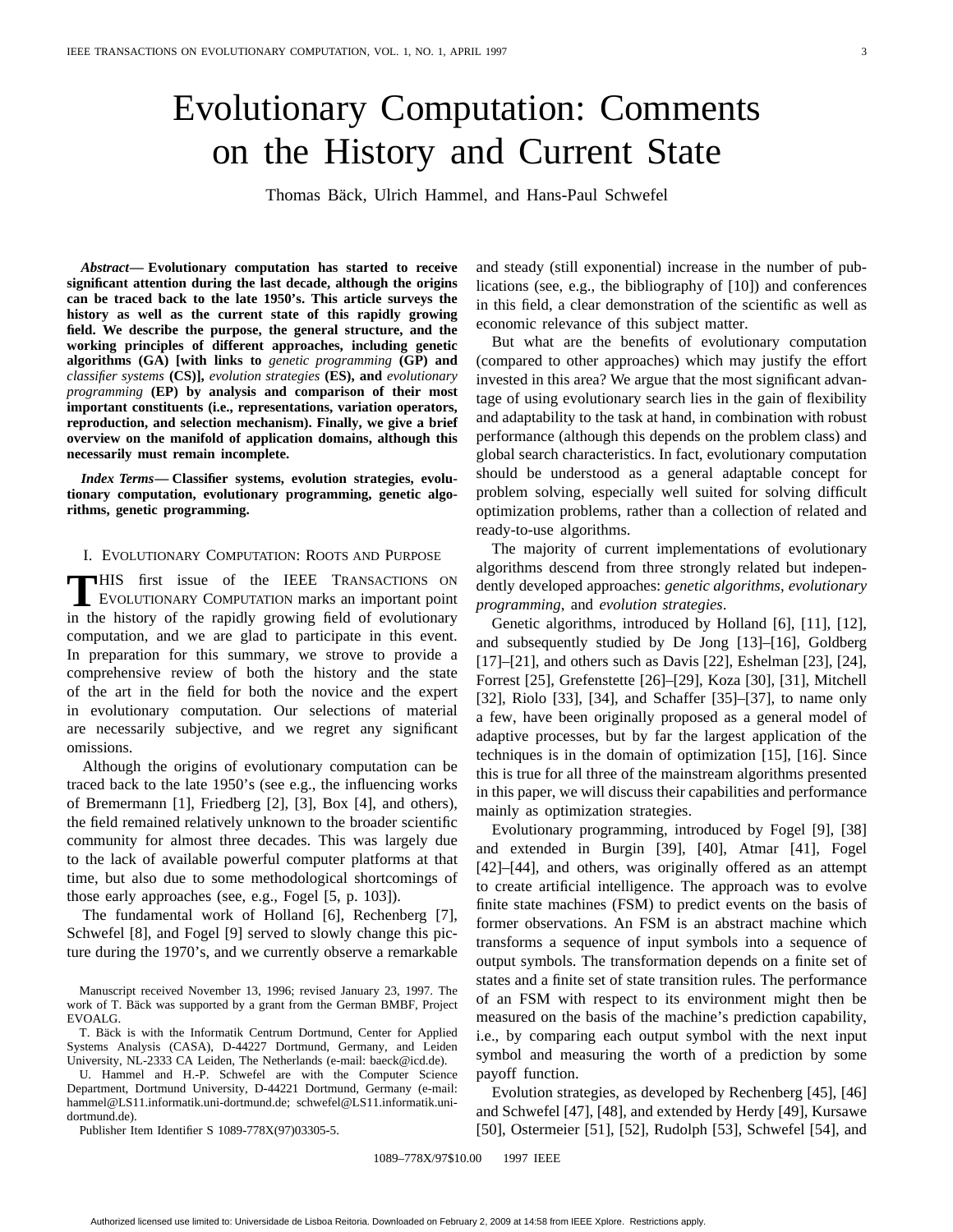# Evolutionary Computation: Comments on the History and Current State

Thomas Bäck, Ulrich Hammel, and Hans-Paul Schwefel

***Abstract*— Evolutionary computation has started to receive significant attention during the last decade, although the origins can be traced back to the late 1950's. This article surveys the history as well as the current state of this rapidly growing field. We describe the purpose, the general structure, and the working principles of different approaches, including genetic algorithms (GA) [with links to *genetic programming* (GP) and *classifier systems* (CS)], *evolution strategies* (ES), and *evolutionary programming* (EP) by analysis and comparison of their most important constituents (i.e., representations, variation operators, reproduction, and selection mechanism). Finally, we give a brief overview on the manifold of application domains, although this necessarily must remain incomplete.**

***Index Terms*— Classifier systems, evolution strategies, evolutionary computation, evolutionary programming, genetic algorithms, genetic programming.**

## I. Evolutionary Computation: Roots and Purpose

This first issue of the IEEE Transactions on Evolutionary Computation marks an important point in the history of the rapidly growing field of evolutionary computation, and we are glad to participate in this event. In preparation for this summary, we strove to provide a comprehensive review of both the history and the state of the art in the field for both the novice and the expert in evolutionary computation. Our selections of material are necessarily subjective, and we regret any significant omissions.

Although the origins of evolutionary computation can be traced back to the late 1950's (see e.g., the influencing works of Bremermann [1], Friedberg [2], [3], Box [4], and others), the field remained relatively unknown to the broader scientific community for almost three decades. This was largely due to the lack of available powerful computer platforms at that time, but also due to some methodological shortcomings of those early approaches (see, e.g., Fogel [5, p. 103]).

The fundamental work of Holland [6], Rechenberg [7], Schwefel [8], and Fogel [9] served to slowly change this picture during the 1970's, and we currently observe a remarkable and steady (still exponential) increase in the number of publications (see, e.g., the bibliography of [10]) and conferences in this field, a clear demonstration of the scientific as well as economic relevance of this subject matter.

But what are the benefits of evolutionary computation (compared to other approaches) which may justify the effort invested in this area? We argue that the most significant advantage of using evolutionary search lies in the gain of flexibility and adaptability to the task at hand, in combination with robust performance (although this depends on the problem class) and global search characteristics. In fact, evolutionary computation should be understood as a general adaptable concept for problem solving, especially well suited for solving difficult optimization problems, rather than a collection of related and ready-to-use algorithms.

The majority of current implementations of evolutionary algorithms descend from three strongly related but independently developed approaches: *genetic algorithms*, *evolutionary programming*, and *evolution strategies*.

Genetic algorithms, introduced by Holland [6], [11], [12], and subsequently studied by De Jong [13]–[16], Goldberg [17]–[21], and others such as Davis [22], Eshelman [23], [24], Forrest [25], Grefenstette [26]–[29], Koza [30], [31], Mitchell [32], Riolo [33], [34], and Schaffer [35]–[37], to name only a few, have been originally proposed as a general model of adaptive processes, but by far the largest application of the techniques is in the domain of optimization [15], [16]. Since this is true for all three of the mainstream algorithms presented in this paper, we will discuss their capabilities and performance mainly as optimization strategies.

Evolutionary programming, introduced by Fogel [9], [38] and extended in Burgin [39], [40], Atmar [41], Fogel [42]–[44], and others, was originally offered as an attempt to create artificial intelligence. The approach was to evolve finite state machines (FSM) to predict events on the basis of former observations. An FSM is an abstract machine which transforms a sequence of input symbols into a sequence of output symbols. The transformation depends on a finite set of states and a finite set of state transition rules. The performance of an FSM with respect to its environment might then be measured on the basis of the machine's prediction capability, i.e., by comparing each output symbol with the next input symbol and measuring the worth of a prediction by some payoff function.

Evolution strategies, as developed by Rechenberg [45], [46] and Schwefel [47], [48], and extended by Herdy [49], Kursawe [50], Ostermeier [51], [52], Rudolph [53], Schwefel [54], and

---

Manuscript received November 13, 1996; revised January 23, 1997. The work of T. Bäck was supported by a grant from the German BMBF, Project EVOALG.

T. Bäck is with the Informatik Centrum Dortmund, Center for Applied Systems Analysis (CASA), D-44227 Dortmund, Germany, and Leiden University, NL-2333 CA Leiden, The Netherlands (e-mail: baeck@icd.de).

U. Hammel and H.-P. Schwefel are with the Computer Science Department, Dortmund University, D-44221 Dortmund, Germany (e-mail: hammel@LS11.informatik.uni-dortmund.de; schwefel@LS11.informatik.uni-dortmund.de).

Publisher Item Identifier S 1089-778X(97)03305-5.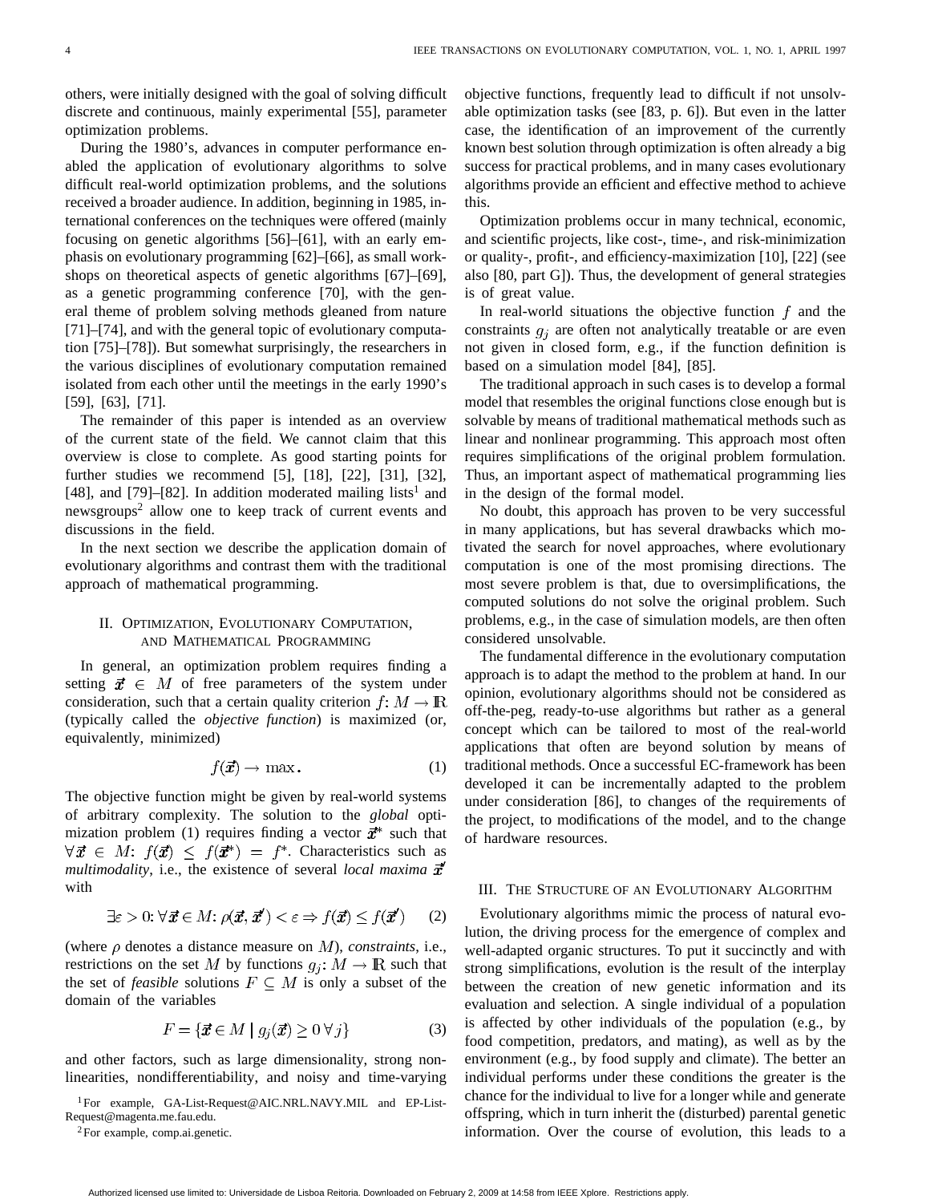others, were initially designed with the goal of solving difficult discrete and continuous, mainly experimental [55], parameter optimization problems.

During the 1980's, advances in computer performance enabled the application of evolutionary algorithms to solve difficult real-world optimization problems, and the solutions received a broader audience. In addition, beginning in 1985, international conferences on the techniques were offered (mainly focusing on genetic algorithms [56]–[61], with an early emphasis on evolutionary programming [62]–[66], as small workshops on theoretical aspects of genetic algorithms [67]–[69], as a genetic programming conference [70], with the general theme of problem solving methods gleaned from nature [71]–[74], and with the general topic of evolutionary computation [75]–[78]). But somewhat surprisingly, the researchers in the various disciplines of evolutionary computation remained isolated from each other until the meetings in the early 1990's [59], [63], [71].

The remainder of this paper is intended as an overview of the current state of the field. We cannot claim that this overview is close to complete. As good starting points for further studies we recommend [5], [18], [22], [31], [32], [48], and [79]–[82]. In addition moderated mailing lists[1] and newsgroups[2] allow one to keep track of current events and discussions in the field.

In the next section we describe the application domain of evolutionary algorithms and contrast them with the traditional approach of mathematical programming.

## II. Optimization, Evolutionary Computation, and Mathematical Programming

In general, an optimization problem requires finding a setting $\vec{x} \in M$ of free parameters of the system under consideration, such that a certain quality criterion $f: M \rightarrow \mathbb{R}$ (typically called the *objective function*) is maximized (or, equivalently, minimized)

$$f(\vec{x}) \rightarrow \max. \tag{1}$$

The objective function might be given by real-world systems of arbitrary complexity. The solution to the *global* optimization problem (1) requires finding a vector $\vec{x}^*$ such that $\forall \vec{x} \in M\colon f(\vec{x}) \leq f(\vec{x}^*) = f^*$. Characteristics such as *multimodality*, i.e., the existence of several *local maxima* $\vec{x}'$ with

$$\exists \varepsilon > 0\colon \forall \vec{x} \in M\colon \rho(\vec{x}, \vec{x}') < \varepsilon \Rightarrow f(\vec{x}) \leq f(\vec{x}') \tag{2}$$

(where $\rho$ denotes a distance measure on $M$), *constraints*, i.e., restrictions on the set $M$ by functions $g_j\colon M \rightarrow \mathbb{R}$ such that the set of *feasible* solutions $F \subseteq M$ is only a subset of the domain of the variables

$$F = \{\vec{x} \in M \mid g_j(\vec{x}) \geq 0 \, \forall j\} \tag{3}$$

and other factors, such as large dimensionality, strong nonlinearities, nondifferentiability, and noisy and time-varying objective functions, frequently lead to difficult if not unsolvable optimization tasks (see [83, p. 6]). But even in the latter case, the identification of an improvement of the currently known best solution through optimization is often already a big success for practical problems, and in many cases evolutionary algorithms provide an efficient and effective method to achieve this.

Optimization problems occur in many technical, economic, and scientific projects, like cost-, time-, and risk-minimization or quality-, profit-, and efficiency-maximization [10], [22] (see also [80, part G]). Thus, the development of general strategies is of great value.

In real-world situations the objective function $f$ and the constraints $g_j$ are often not analytically treatable or are even not given in closed form, e.g., if the function definition is based on a simulation model [84], [85].

The traditional approach in such cases is to develop a formal model that resembles the original functions close enough but is solvable by means of traditional mathematical methods such as linear and nonlinear programming. This approach most often requires simplifications of the original problem formulation. Thus, an important aspect of mathematical programming lies in the design of the formal model.

No doubt, this approach has proven to be very successful in many applications, but has several drawbacks which motivated the search for novel approaches, where evolutionary computation is one of the most promising directions. The most severe problem is that, due to oversimplifications, the computed solutions do not solve the original problem. Such problems, e.g., in the case of simulation models, are then often considered unsolvable.

The fundamental difference in the evolutionary computation approach is to adapt the method to the problem at hand. In our opinion, evolutionary algorithms should not be considered as off-the-peg, ready-to-use algorithms but rather as a general concept which can be tailored to most of the real-world applications that often are beyond solution by means of traditional methods. Once a successful EC-framework has been developed it can be incrementally adapted to the problem under consideration [86], to changes of the requirements of the project, to modifications of the model, and to the change of hardware resources.

## III. The Structure of an Evolutionary Algorithm

Evolutionary algorithms mimic the process of natural evolution, the driving process for the emergence of complex and well-adapted organic structures. To put it succinctly and with strong simplifications, evolution is the result of the interplay between the creation of new genetic information and its evaluation and selection. A single individual of a population is affected by other individuals of the population (e.g., by food competition, predators, and mating), as well as by the environment (e.g., by food supply and climate). The better an individual performs under these conditions the greater is the chance for the individual to live for a longer while and generate offspring, which in turn inherit the (disturbed) parental genetic information. Over the course of evolution, this leads to a

[1] For example, GA-List-Request@AIC.NRL.NAVY.MIL and EP-List-Request@magenta.me.fau.edu.

[2] For example, comp.ai.genetic.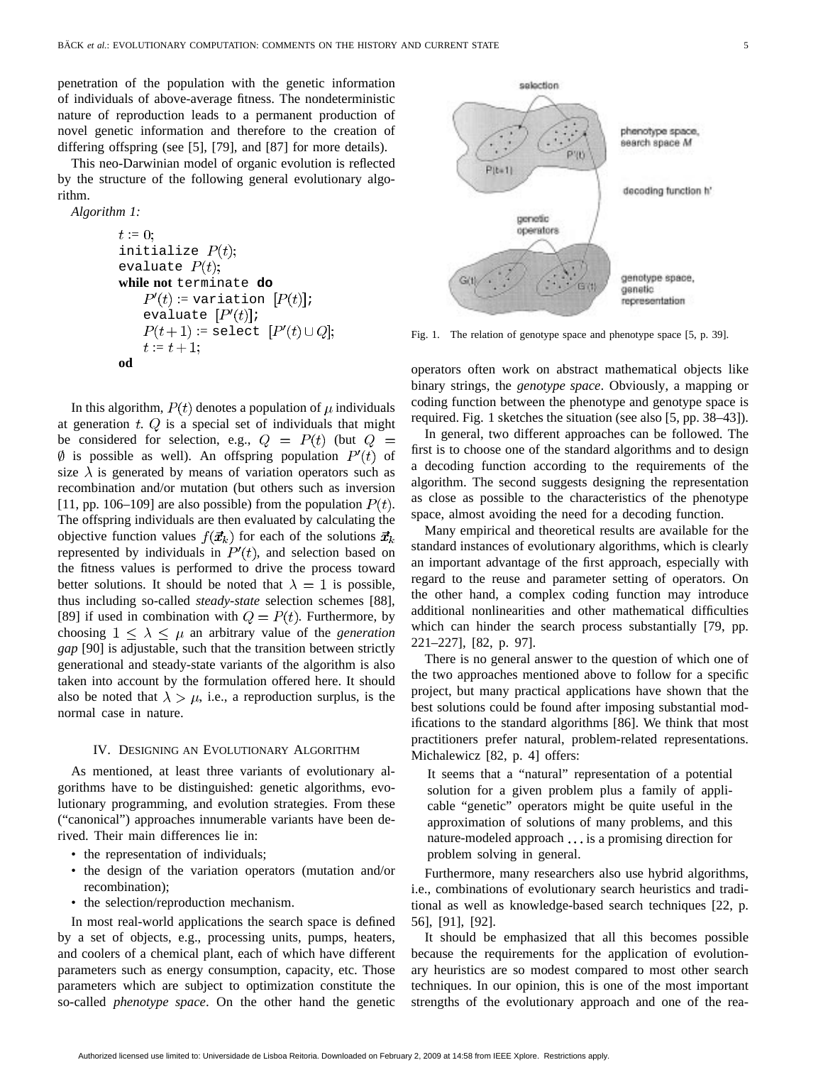penetration of the population with the genetic information of individuals of above-average fitness. The nondeterministic nature of reproduction leads to a permanent production of novel genetic information and therefore to the creation of differing offspring (see [5], [79], and [87] for more details).

This neo-Darwinian model of organic evolution is reflected by the structure of the following general evolutionary algorithm.

*Algorithm 1:*

```
t := 0;
initialize P(t);
evaluate P(t);
while not terminate do
    P'(t) := variation [P(t)];
    evaluate [P'(t)];
    P(t+1) := select [P'(t) ∪ Q];
    t := t+1;
od
```

In this algorithm, $P(t)$ denotes a population of $\mu$ individuals at generation $t$. $Q$ is a special set of individuals that might be considered for selection, e.g., $Q = P(t)$ (but $Q = \emptyset$ is possible as well). An offspring population $P'(t)$ of size $\lambda$ is generated by means of variation operators such as recombination and/or mutation (but others such as inversion [11, pp. 106–109] are also possible) from the population $P(t)$. The offspring individuals are then evaluated by calculating the objective function values $f(\vec{x}_k)$ for each of the solutions $\vec{x}_k$ represented by individuals in $P'(t)$, and selection based on the fitness values is performed to drive the process toward better solutions. It should be noted that $\lambda = 1$ is possible, thus including so-called *steady-state* selection schemes [88], [89] if used in combination with $Q = P(t)$. Furthermore, by choosing $1 \le \lambda \le \mu$ an arbitrary value of the *generation gap* [90] is adjustable, such that the transition between strictly generational and steady-state variants of the algorithm is also taken into account by the formulation offered here. It should also be noted that $\lambda > \mu$, i.e., a reproduction surplus, is the normal case in nature.

## IV. Designing an Evolutionary Algorithm

As mentioned, at least three variants of evolutionary algorithms have to be distinguished: genetic algorithms, evolutionary programming, and evolution strategies. From these ("canonical") approaches innumerable variants have been derived. Their main differences lie in:

- the representation of individuals;
- the design of the variation operators (mutation and/or recombination);
- the selection/reproduction mechanism.

In most real-world applications the search space is defined by a set of objects, e.g., processing units, pumps, heaters, and coolers of a chemical plant, each of which have different parameters such as energy consumption, capacity, etc. Those parameters which are subject to optimization constitute the so-called *phenotype space*. On the other hand the genetic operators often work on abstract mathematical objects like binary strings, the *genotype space*. Obviously, a mapping or coding function between the phenotype and genotype space is required. Fig. 1 sketches the situation (see also [5, pp. 38–43]).

selection

phenotype space, search space M

P(t+1)

P'(t)

decoding function h'

genetic operators

G(t)

G'(t)

genotype space, genetic representation

Fig. 1. The relation of genotype space and phenotype space [5, p. 39].

In general, two different approaches can be followed. The first is to choose one of the standard algorithms and to design a decoding function according to the requirements of the algorithm. The second suggests designing the representation as close as possible to the characteristics of the phenotype space, almost avoiding the need for a decoding function.

Many empirical and theoretical results are available for the standard instances of evolutionary algorithms, which is clearly an important advantage of the first approach, especially with regard to the reuse and parameter setting of operators. On the other hand, a complex coding function may introduce additional nonlinearities and other mathematical difficulties which can hinder the search process substantially [79, pp. 221–227], [82, p. 97].

There is no general answer to the question of which one of the two approaches mentioned above to follow for a specific project, but many practical applications have shown that the best solutions could be found after imposing substantial modifications to the standard algorithms [86]. We think that most practitioners prefer natural, problem-related representations. Michalewicz [82, p. 4] offers:

> It seems that a "natural" representation of a potential solution for a given problem plus a family of applicable "genetic" operators might be quite useful in the approximation of solutions of many problems, and this nature-modeled approach ... is a promising direction for problem solving in general.

Furthermore, many researchers also use hybrid algorithms, i.e., combinations of evolutionary search heuristics and traditional as well as knowledge-based search techniques [22, p. 56], [91], [92].

It should be emphasized that all this becomes possible because the requirements for the application of evolutionary heuristics are so modest compared to most other search techniques. In our opinion, this is one of the most important strengths of the evolutionary approach and one of the rea-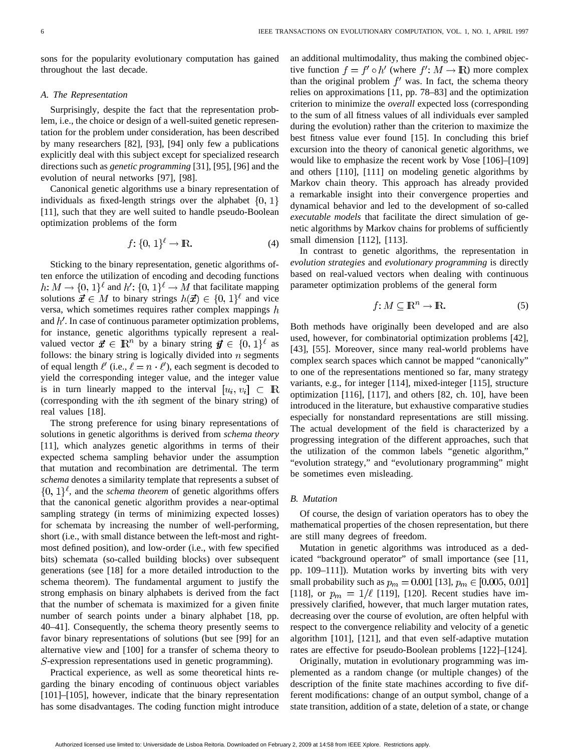sons for the popularity evolutionary computation has gained throughout the last decade.

### A. The Representation

Surprisingly, despite the fact that the representation problem, i.e., the choice or design of a well-suited genetic representation for the problem under consideration, has been described by many researchers [82], [93], [94] only few a publications explicitly deal with this subject except for specialized research directions such as *genetic programming* [31], [95], [96] and the evolution of neural networks [97], [98].

Canonical genetic algorithms use a binary representation of individuals as fixed-length strings over the alphabet $\{0, 1\}$ [11], such that they are well suited to handle pseudo-Boolean optimization problems of the form

$$f: \{0, 1\}^\ell \to \mathbb{R}. \tag{4}$$

Sticking to the binary representation, genetic algorithms often enforce the utilization of encoding and decoding functions $h: M \to \{0, 1\}^\ell$ and $h': \{0, 1\}^\ell \to M$ that facilitate mapping solutions $\vec{x} \in M$ to binary strings $h(\vec{x}) \in \{0, 1\}^\ell$ and vice versa, which sometimes requires rather complex mappings $h$ and $h'$. In case of continuous parameter optimization problems, for instance, genetic algorithms typically represent a real-valued vector $\vec{x} \in \mathbb{R}^n$ by a binary string $\vec{y} \in \{0, 1\}^\ell$ as follows: the binary string is logically divided into $n$ segments of equal length $\ell'$ (i.e., $\ell = n \cdot \ell'$), each segment is decoded to yield the corresponding integer value, and the integer value is in turn linearly mapped to the interval $[u_i, v_i] \subset \mathbb{R}$ (corresponding with the $i$th segment of the binary string) of real values [18].

The strong preference for using binary representations of solutions in genetic algorithms is derived from *schema theory* [11], which analyzes genetic algorithms in terms of their expected schema sampling behavior under the assumption that mutation and recombination are detrimental. The term *schema* denotes a similarity template that represents a subset of $\{0, 1\}^\ell$, and the *schema theorem* of genetic algorithms offers that the canonical genetic algorithm provides a near-optimal sampling strategy (in terms of minimizing expected losses) for schemata by increasing the number of well-performing, short (i.e., with small distance between the left-most and right-most defined position), and low-order (i.e., with few specified bits) schemata (so-called building blocks) over subsequent generations (see [18] for a more detailed introduction to the schema theorem). The fundamental argument to justify the strong emphasis on binary alphabets is derived from the fact that the number of schemata is maximized for a given finite number of search points under a binary alphabet [18, pp. 40–41]. Consequently, the schema theory presently seems to favor binary representations of solutions (but see [99] for an alternative view and [100] for a transfer of schema theory to $S$-expression representations used in genetic programming).

Practical experience, as well as some theoretical hints regarding the binary encoding of continuous object variables [101]–[105], however, indicate that the binary representation has some disadvantages. The coding function might introduce an additional multimodality, thus making the combined objective function $f = f' \circ h'$ (where $f': M \to \mathbb{R}$) more complex than the original problem $f'$ was. In fact, the schema theory relies on approximations [11, pp. 78–83] and the optimization criterion to minimize the *overall* expected loss (corresponding to the sum of all fitness values of all individuals ever sampled during the evolution) rather than the criterion to maximize the best fitness value ever found [15]. In concluding this brief excursion into the theory of canonical genetic algorithms, we would like to emphasize the recent work by Vose [106]–[109] and others [110], [111] on modeling genetic algorithms by Markov chain theory. This approach has already provided a remarkable insight into their convergence properties and dynamical behavior and led to the development of so-called *executable models* that facilitate the direct simulation of genetic algorithms by Markov chains for problems of sufficiently small dimension [112], [113].

In contrast to genetic algorithms, the representation in *evolution strategies* and *evolutionary programming* is directly based on real-valued vectors when dealing with continuous parameter optimization problems of the general form

$$f: M \subseteq \mathbb{R}^n \to \mathbb{R}. \tag{5}$$

Both methods have originally been developed and are also used, however, for combinatorial optimization problems [42], [43], [55]. Moreover, since many real-world problems have complex search spaces which cannot be mapped "canonically" to one of the representations mentioned so far, many strategy variants, e.g., for integer [114], mixed-integer [115], structure optimization [116], [117], and others [82, ch. 10], have been introduced in the literature, but exhaustive comparative studies especially for nonstandard representations are still missing. The actual development of the field is characterized by a progressing integration of the different approaches, such that the utilization of the common labels "genetic algorithm," "evolution strategy," and "evolutionary programming" might be sometimes even misleading.

### B. Mutation

Of course, the design of variation operators has to obey the mathematical properties of the chosen representation, but there are still many degrees of freedom.

Mutation in genetic algorithms was introduced as a dedicated "background operator" of small importance (see [11, pp. 109–111]). Mutation works by inverting bits with very small probability such as $p_m = 0.001$ [13], $p_m \in [0.005, 0.01]$ [118], or $p_m = 1/\ell$ [119], [120]. Recent studies have impressively clarified, however, that much larger mutation rates, decreasing over the course of evolution, are often helpful with respect to the convergence reliability and velocity of a genetic algorithm [101], [121], and that even self-adaptive mutation rates are effective for pseudo-Boolean problems [122]–[124].

Originally, mutation in evolutionary programming was implemented as a random change (or multiple changes) of the description of the finite state machines according to five different modifications: change of an output symbol, change of a state transition, addition of a state, deletion of a state, or change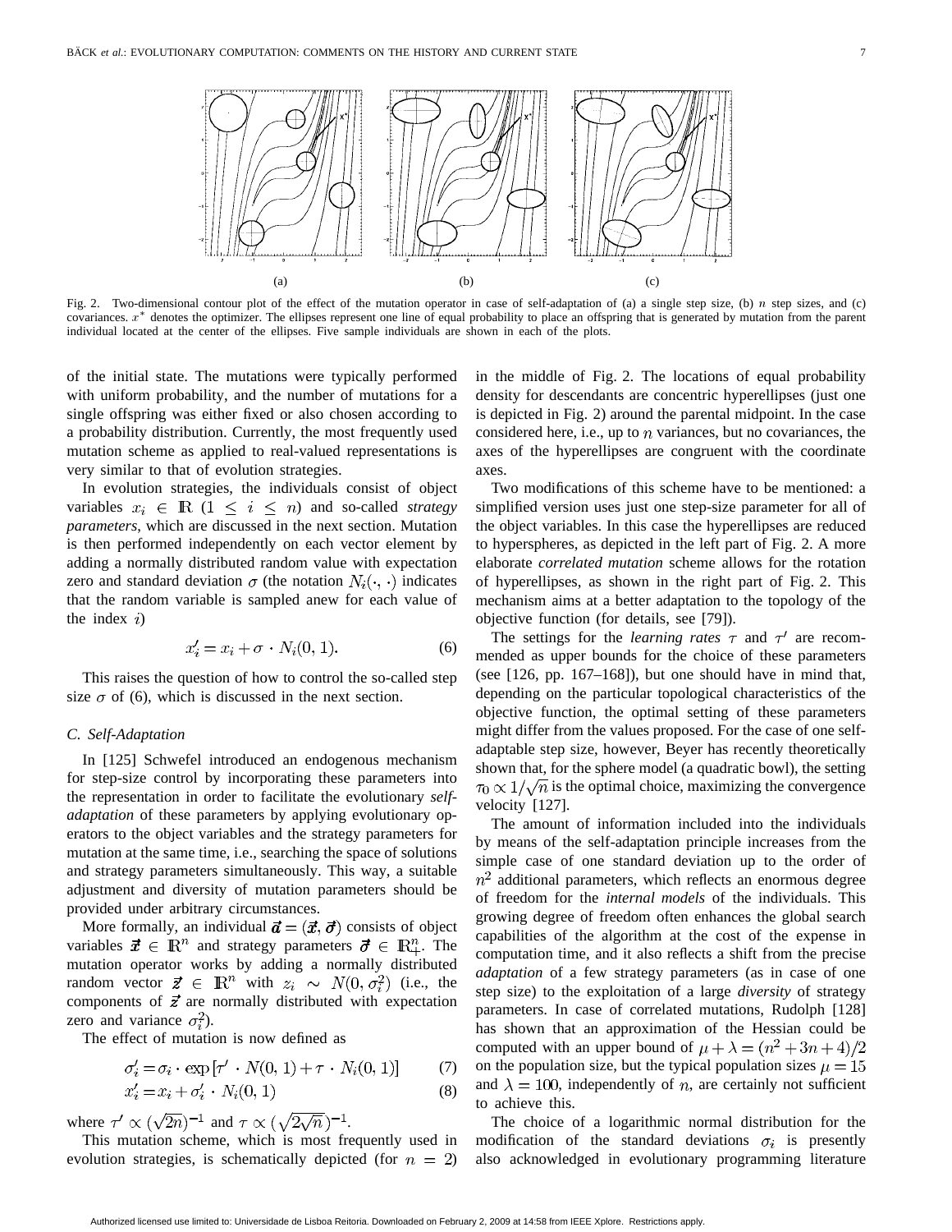Fig. 2. Two-dimensional contour plot of the effect of the mutation operator in case of self-adaptation of (a) a single step size, (b) $n$ step sizes, and (c) covariances. $x^*$ denotes the optimizer. The ellipses represent one line of equal probability to place an offspring that is generated by mutation from the parent individual located at the center of the ellipses. Five sample individuals are shown in each of the plots.

of the initial state. The mutations were typically performed with uniform probability, and the number of mutations for a single offspring was either fixed or also chosen according to a probability distribution. Currently, the most frequently used mutation scheme as applied to real-valued representations is very similar to that of evolution strategies.

In evolution strategies, the individuals consist of object variables $x_i \in \mathbb{R}$ $(1 \leq i \leq n)$ and so-called *strategy parameters*, which are discussed in the next section. Mutation is then performed independently on each vector element by adding a normally distributed random value with expectation zero and standard deviation $\sigma$ (the notation $N_i(\cdot, \cdot)$ indicates that the random variable is sampled anew for each value of the index $i$)

$$x_i' = x_i + \sigma \cdot N_i(0, 1). \tag{6}$$

This raises the question of how to control the so-called step size $\sigma$ of (6), which is discussed in the next section.

### C. Self-Adaptation

In [125] Schwefel introduced an endogenous mechanism for step-size control by incorporating these parameters into the representation in order to facilitate the evolutionary *self-adaptation* of these parameters by applying evolutionary operators to the object variables and the strategy parameters for mutation at the same time, i.e., searching the space of solutions and strategy parameters simultaneously. This way, a suitable adjustment and diversity of mutation parameters should be provided under arbitrary circumstances.

More formally, an individual $\vec{a} = (\vec{x}, \vec{\sigma})$ consists of object variables $\vec{x} \in \mathbb{R}^n$ and strategy parameters $\vec{\sigma} \in \mathbb{R}_+^n$. The mutation operator works by adding a normally distributed random vector $\vec{z} \in \mathbb{R}^n$ with $z_i \sim N(0, \sigma_i^2)$ (i.e., the components of $\vec{z}$ are normally distributed with expectation zero and variance $\sigma_i^2$).

The effect of mutation is now defined as

$$\sigma_i' = \sigma_i \cdot \exp\left[\tau' \cdot N(0, 1) + \tau \cdot N_i(0, 1)\right] \tag{7}$$

$$x_i' = x_i + \sigma_i' \cdot N_i(0, 1) \tag{8}$$

where $\tau' \propto (\sqrt{2n})^{-1}$ and $\tau \propto (\sqrt{2\sqrt{n}})^{-1}$.

This mutation scheme, which is most frequently used in evolution strategies, is schematically depicted (for $n = 2$) in the middle of Fig. 2. The locations of equal probability density for descendants are concentric hyperellipses (just one is depicted in Fig. 2) around the parental midpoint. In the case considered here, i.e., up to $n$ variances, but no covariances, the axes of the hyperellipses are congruent with the coordinate axes.

Two modifications of this scheme have to be mentioned: a simplified version uses just one step-size parameter for all of the object variables. In this case the hyperellipses are reduced to hyperspheres, as depicted in the left part of Fig. 2. A more elaborate *correlated mutation* scheme allows for the rotation of hyperellipses, as shown in the right part of Fig. 2. This mechanism aims at a better adaptation to the topology of the objective function (for details, see [79]).

The settings for the *learning rates* $\tau$ and $\tau'$ are recommended as upper bounds for the choice of these parameters (see [126, pp. 167–168]), but one should have in mind that, depending on the particular topological characteristics of the objective function, the optimal setting of these parameters might differ from the values proposed. For the case of one self-adaptable step size, however, Beyer has recently theoretically shown that, for the sphere model (a quadratic bowl), the setting $\tau_0 \propto 1/\sqrt{n}$ is the optimal choice, maximizing the convergence velocity [127].

The amount of information included into the individuals by means of the self-adaptation principle increases from the simple case of one standard deviation up to the order of $n^2$ additional parameters, which reflects an enormous degree of freedom for the *internal models* of the individuals. This growing degree of freedom often enhances the global search capabilities of the algorithm at the cost of the expense in computation time, and it also reflects a shift from the precise *adaptation* of a few strategy parameters (as in case of one step size) to the exploitation of a large *diversity* of strategy parameters. In case of correlated mutations, Rudolph [128] has shown that an approximation of the Hessian could be computed with an upper bound of $\mu + \lambda = (n^2 + 3n + 4)/2$ on the population size, but the typical population sizes $\mu = 15$ and $\lambda = 100$, independently of $n$, are certainly not sufficient to achieve this.

The choice of a logarithmic normal distribution for the modification of the standard deviations $\sigma_i$ is presently also acknowledged in evolutionary programming literature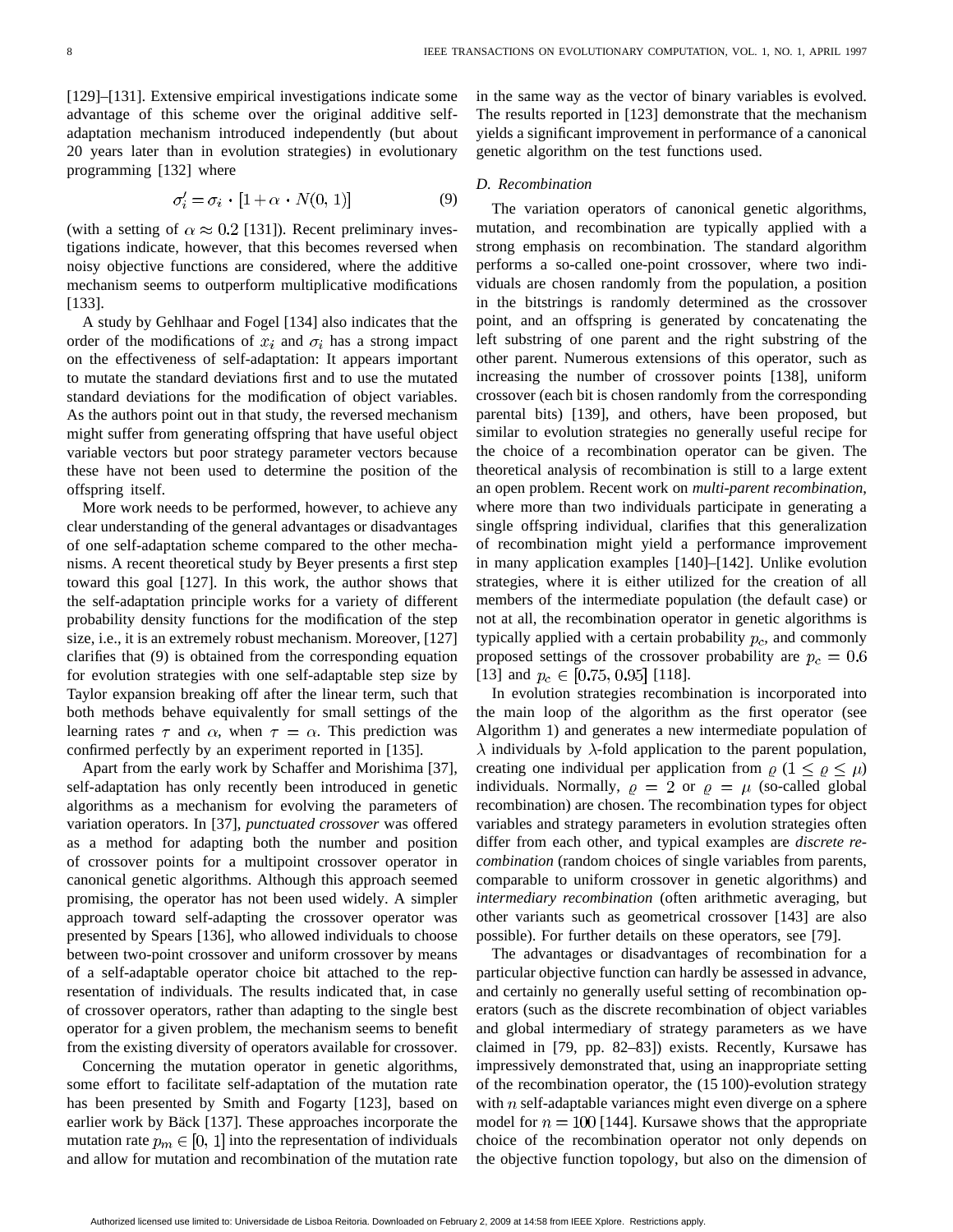[129]–[131]. Extensive empirical investigations indicate some advantage of this scheme over the original additive self-adaptation mechanism introduced independently (but about 20 years later than in evolution strategies) in evolutionary programming [132] where

$$\sigma_i' = \sigma_i \cdot [1 + \alpha \cdot N(0, 1)] \tag{9}$$

(with a setting of $\alpha \approx 0.2$ [131]). Recent preliminary investigations indicate, however, that this becomes reversed when noisy objective functions are considered, where the additive mechanism seems to outperform multiplicative modifications [133].

A study by Gehlhaar and Fogel [134] also indicates that the order of the modifications of $x_i$ and $\sigma_i$ has a strong impact on the effectiveness of self-adaptation: It appears important to mutate the standard deviations first and to use the mutated standard deviations for the modification of object variables. As the authors point out in that study, the reversed mechanism might suffer from generating offspring that have useful object variable vectors but poor strategy parameter vectors because these have not been used to determine the position of the offspring itself.

More work needs to be performed, however, to achieve any clear understanding of the general advantages or disadvantages of one self-adaptation scheme compared to the other mechanisms. A recent theoretical study by Beyer presents a first step toward this goal [127]. In this work, the author shows that the self-adaptation principle works for a variety of different probability density functions for the modification of the step size, i.e., it is an extremely robust mechanism. Moreover, [127] clarifies that (9) is obtained from the corresponding equation for evolution strategies with one self-adaptable step size by Taylor expansion breaking off after the linear term, such that both methods behave equivalently for small settings of the learning rates $\tau$ and $\alpha$, when $\tau = \alpha$. This prediction was confirmed perfectly by an experiment reported in [135].

Apart from the early work by Schaffer and Morishima [37], self-adaptation has only recently been introduced in genetic algorithms as a mechanism for evolving the parameters of variation operators. In [37], *punctuated crossover* was offered as a method for adapting both the number and position of crossover points for a multipoint crossover operator in canonical genetic algorithms. Although this approach seemed promising, the operator has not been used widely. A simpler approach toward self-adapting the crossover operator was presented by Spears [136], who allowed individuals to choose between two-point crossover and uniform crossover by means of a self-adaptable operator choice bit attached to the representation of individuals. The results indicated that, in case of crossover operators, rather than adapting to the single best operator for a given problem, the mechanism seems to benefit from the existing diversity of operators available for crossover.

Concerning the mutation operator in genetic algorithms, some effort to facilitate self-adaptation of the mutation rate has been presented by Smith and Fogarty [123], based on earlier work by Bäck [137]. These approaches incorporate the mutation rate $p_m \in [0, 1]$ into the representation of individuals and allow for mutation and recombination of the mutation rate in the same way as the vector of binary variables is evolved. The results reported in [123] demonstrate that the mechanism yields a significant improvement in performance of a canonical genetic algorithm on the test functions used.

### D. Recombination

The variation operators of canonical genetic algorithms, mutation, and recombination are typically applied with a strong emphasis on recombination. The standard algorithm performs a so-called one-point crossover, where two individuals are chosen randomly from the population, a position in the bitstrings is randomly determined as the crossover point, and an offspring is generated by concatenating the left substring of one parent and the right substring of the other parent. Numerous extensions of this operator, such as increasing the number of crossover points [138], uniform crossover (each bit is chosen randomly from the corresponding parental bits) [139], and others, have been proposed, but similar to evolution strategies no generally useful recipe for the choice of a recombination operator can be given. The theoretical analysis of recombination is still to a large extent an open problem. Recent work on *multi-parent recombination*, where more than two individuals participate in generating a single offspring individual, clarifies that this generalization of recombination might yield a performance improvement in many application examples [140]–[142]. Unlike evolution strategies, where it is either utilized for the creation of all members of the intermediate population (the default case) or not at all, the recombination operator in genetic algorithms is typically applied with a certain probability $p_c$, and commonly proposed settings of the crossover probability are $p_c = 0.6$ [13] and $p_c \in [0.75, 0.95]$ [118].

In evolution strategies recombination is incorporated into the main loop of the algorithm as the first operator (see Algorithm 1) and generates a new intermediate population of $\lambda$ individuals by $\lambda$-fold application to the parent population, creating one individual per application from $\varrho$ $(1 \leq \varrho \leq \mu)$ individuals. Normally, $\varrho = 2$ or $\varrho = \mu$ (so-called global recombination) are chosen. The recombination types for object variables and strategy parameters in evolution strategies often differ from each other, and typical examples are *discrete recombination* (random choices of single variables from parents, comparable to uniform crossover in genetic algorithms) and *intermediary recombination* (often arithmetic averaging, but other variants such as geometrical crossover [143] are also possible). For further details on these operators, see [79].

The advantages or disadvantages of recombination for a particular objective function can hardly be assessed in advance, and certainly no generally useful setting of recombination operators (such as the discrete recombination of object variables and global intermediary of strategy parameters as we have claimed in [79, pp. 82–83]) exists. Recently, Kursawe has impressively demonstrated that, using an inappropriate setting of the recombination operator, the (15 100)-evolution strategy with $n$ self-adaptable variances might even diverge on a sphere model for $n = 100$ [144]. Kursawe shows that the appropriate choice of the recombination operator not only depends on the objective function topology, but also on the dimension of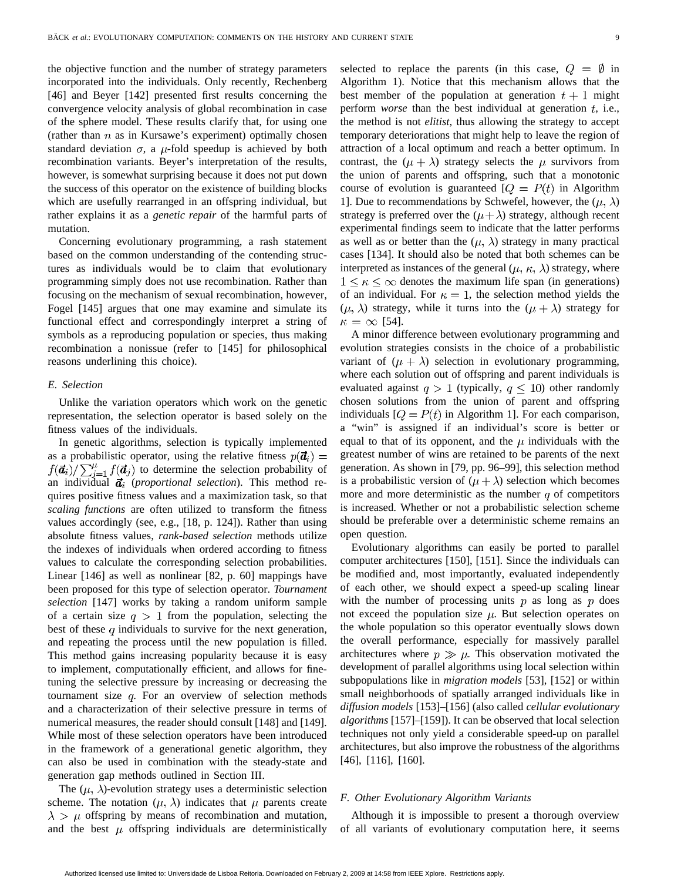the objective function and the number of strategy parameters incorporated into the individuals. Only recently, Rechenberg [46] and Beyer [142] presented first results concerning the convergence velocity analysis of global recombination in case of the sphere model. These results clarify that, for using one (rather than $n$ as in Kursawe's experiment) optimally chosen standard deviation $\sigma$, a $\mu$-fold speedup is achieved by both recombination variants. Beyer's interpretation of the results, however, is somewhat surprising because it does not put down the success of this operator on the existence of building blocks which are usefully rearranged in an offspring individual, but rather explains it as a *genetic repair* of the harmful parts of mutation.

Concerning evolutionary programming, a rash statement based on the common understanding of the contending structures as individuals would be to claim that evolutionary programming simply does not use recombination. Rather than focusing on the mechanism of sexual recombination, however, Fogel [145] argues that one may examine and simulate its functional effect and correspondingly interpret a string of symbols as a reproducing population or species, thus making recombination a nonissue (refer to [145] for philosophical reasons underlining this choice).

### *E. Selection*

Unlike the variation operators which work on the genetic representation, the selection operator is based solely on the fitness values of the individuals.

In genetic algorithms, selection is typically implemented as a probabilistic operator, using the relative fitness $p(\vec{a}_i) = f(\vec{a}_i)/\sum_{j=1}^{\mu} f(\vec{a}_j)$ to determine the selection probability of an individual $\vec{a}_i$ (*proportional selection*). This method requires positive fitness values and a maximization task, so that *scaling functions* are often utilized to transform the fitness values accordingly (see, e.g., [18, p. 124]). Rather than using absolute fitness values, *rank-based selection* methods utilize the indexes of individuals when ordered according to fitness values to calculate the corresponding selection probabilities. Linear [146] as well as nonlinear [82, p. 60] mappings have been proposed for this type of selection operator. *Tournament selection* [147] works by taking a random uniform sample of a certain size $q > 1$ from the population, selecting the best of these $q$ individuals to survive for the next generation, and repeating the process until the new population is filled. This method gains increasing popularity because it is easy to implement, computationally efficient, and allows for fine-tuning the selective pressure by increasing or decreasing the tournament size $q$. For an overview of selection methods and a characterization of their selective pressure in terms of numerical measures, the reader should consult [148] and [149]. While most of these selection operators have been introduced in the framework of a generational genetic algorithm, they can also be used in combination with the steady-state and generation gap methods outlined in Section III.

The $(\mu, \lambda)$-evolution strategy uses a deterministic selection scheme. The notation $(\mu, \lambda)$ indicates that $\mu$ parents create $\lambda > \mu$ offspring by means of recombination and mutation, and the best $\mu$ offspring individuals are deterministically selected to replace the parents (in this case, $Q = \emptyset$ in Algorithm 1). Notice that this mechanism allows that the best member of the population at generation $t+1$ might perform *worse* than the best individual at generation $t$, i.e., the method is not *elitist*, thus allowing the strategy to accept temporary deteriorations that might help to leave the region of attraction of a local optimum and reach a better optimum. In contrast, the $(\mu + \lambda)$ strategy selects the $\mu$ survivors from the union of parents and offspring, such that a monotonic course of evolution is guaranteed [$Q = P(t)$ in Algorithm 1]. Due to recommendations by Schwefel, however, the $(\mu, \lambda)$ strategy is preferred over the $(\mu + \lambda)$ strategy, although recent experimental findings seem to indicate that the latter performs as well as or better than the $(\mu, \lambda)$ strategy in many practical cases [134]. It should also be noted that both schemes can be interpreted as instances of the general $(\mu, \kappa, \lambda)$ strategy, where $1 \leq \kappa \leq \infty$ denotes the maximum life span (in generations) of an individual. For $\kappa = 1$, the selection method yields the $(\mu, \lambda)$ strategy, while it turns into the $(\mu + \lambda)$ strategy for $\kappa = \infty$ [54].

A minor difference between evolutionary programming and evolution strategies consists in the choice of a probabilistic variant of $(\mu + \lambda)$ selection in evolutionary programming, where each solution out of offspring and parent individuals is evaluated against $q > 1$ (typically, $q \leq 10$) other randomly chosen solutions from the union of parent and offspring individuals [$Q = P(t)$ in Algorithm 1]. For each comparison, a "win" is assigned if an individual's score is better or equal to that of its opponent, and the $\mu$ individuals with the greatest number of wins are retained to be parents of the next generation. As shown in [79, pp. 96–99], this selection method is a probabilistic version of $(\mu + \lambda)$ selection which becomes more and more deterministic as the number $q$ of competitors is increased. Whether or not a probabilistic selection scheme should be preferable over a deterministic scheme remains an open question.

Evolutionary algorithms can easily be ported to parallel computer architectures [150], [151]. Since the individuals can be modified and, most importantly, evaluated independently of each other, we should expect a speed-up scaling linear with the number of processing units $p$ as long as $p$ does not exceed the population size $\mu$. But selection operates on the whole population so this operator eventually slows down the overall performance, especially for massively parallel architectures where $p \gg \mu$. This observation motivated the development of parallel algorithms using local selection within subpopulations like in *migration models* [53], [152] or within small neighborhoods of spatially arranged individuals like in *diffusion models* [153]–[156] (also called *cellular evolutionary algorithms* [157]–[159]). It can be observed that local selection techniques not only yield a considerable speed-up on parallel architectures, but also improve the robustness of the algorithms [46], [116], [160].

### *F. Other Evolutionary Algorithm Variants*

Although it is impossible to present a thorough overview of all variants of evolutionary computation here, it seems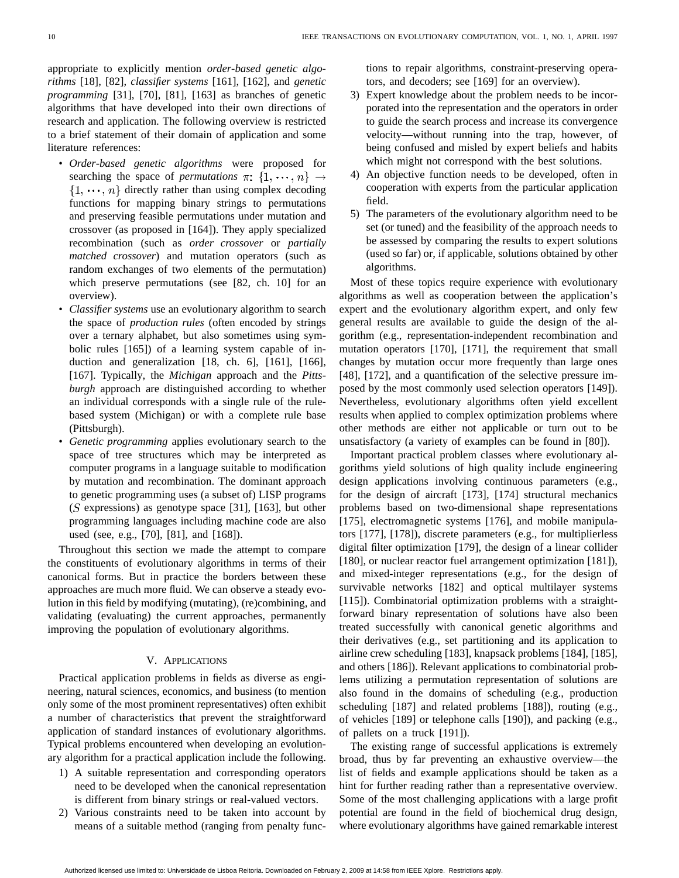appropriate to explicitly mention *order-based genetic algorithms* [18], [82], *classifier systems* [161], [162], and *genetic programming* [31], [70], [81], [163] as branches of genetic algorithms that have developed into their own directions of research and application. The following overview is restricted to a brief statement of their domain of application and some literature references:

- *Order-based genetic algorithms* were proposed for searching the space of *permutations* $\pi\colon \{1, \cdots, n\} \rightarrow \{1, \cdots, n\}$ directly rather than using complex decoding functions for mapping binary strings to permutations and preserving feasible permutations under mutation and crossover (as proposed in [164]). They apply specialized recombination (such as *order crossover* or *partially matched crossover*) and mutation operators (such as random exchanges of two elements of the permutation) which preserve permutations (see [82, ch. 10] for an overview).
- *Classifier systems* use an evolutionary algorithm to search the space of *production rules* (often encoded by strings over a ternary alphabet, but also sometimes using symbolic rules [165]) of a learning system capable of induction and generalization [18, ch. 6], [161], [166], [167]. Typically, the *Michigan* approach and the *Pittsburgh* approach are distinguished according to whether an individual corresponds with a single rule of the rule-based system (Michigan) or with a complete rule base (Pittsburgh).
- *Genetic programming* applies evolutionary search to the space of tree structures which may be interpreted as computer programs in a language suitable to modification by mutation and recombination. The dominant approach to genetic programming uses (a subset of) LISP programs ($S$ expressions) as genotype space [31], [163], but other programming languages including machine code are also used (see, e.g., [70], [81], and [168]).

Throughout this section we made the attempt to compare the constituents of evolutionary algorithms in terms of their canonical forms. But in practice the borders between these approaches are much more fluid. We can observe a steady evolution in this field by modifying (mutating), (re)combining, and validating (evaluating) the current approaches, permanently improving the population of evolutionary algorithms.

## V. Applications

Practical application problems in fields as diverse as engineering, natural sciences, economics, and business (to mention only some of the most prominent representatives) often exhibit a number of characteristics that prevent the straightforward application of standard instances of evolutionary algorithms. Typical problems encountered when developing an evolutionary algorithm for a practical application include the following.

1) A suitable representation and corresponding operators need to be developed when the canonical representation is different from binary strings or real-valued vectors.
2) Various constraints need to be taken into account by means of a suitable method (ranging from penalty functions to repair algorithms, constraint-preserving operators, and decoders; see [169] for an overview).
3) Expert knowledge about the problem needs to be incorporated into the representation and the operators in order to guide the search process and increase its convergence velocity—without running into the trap, however, of being confused and misled by expert beliefs and habits which might not correspond with the best solutions.
4) An objective function needs to be developed, often in cooperation with experts from the particular application field.
5) The parameters of the evolutionary algorithm need to be set (or tuned) and the feasibility of the approach needs to be assessed by comparing the results to expert solutions (used so far) or, if applicable, solutions obtained by other algorithms.

Most of these topics require experience with evolutionary algorithms as well as cooperation between the application's expert and the evolutionary algorithm expert, and only few general results are available to guide the design of the algorithm (e.g., representation-independent recombination and mutation operators [170], [171], the requirement that small changes by mutation occur more frequently than large ones [48], [172], and a quantification of the selective pressure imposed by the most commonly used selection operators [149]). Nevertheless, evolutionary algorithms often yield excellent results when applied to complex optimization problems where other methods are either not applicable or turn out to be unsatisfactory (a variety of examples can be found in [80]).

Important practical problem classes where evolutionary algorithms yield solutions of high quality include engineering design applications involving continuous parameters (e.g., for the design of aircraft [173], [174] structural mechanics problems based on two-dimensional shape representations [175], electromagnetic systems [176], and mobile manipulators [177], [178]), discrete parameters (e.g., for multiplierless digital filter optimization [179], the design of a linear collider [180], or nuclear reactor fuel arrangement optimization [181]), and mixed-integer representations (e.g., for the design of survivable networks [182] and optical multilayer systems [115]). Combinatorial optimization problems with a straightforward binary representation of solutions have also been treated successfully with canonical genetic algorithms and their derivatives (e.g., set partitioning and its application to airline crew scheduling [183], knapsack problems [184], [185], and others [186]). Relevant applications to combinatorial problems utilizing a permutation representation of solutions are also found in the domains of scheduling (e.g., production scheduling [187] and related problems [188]), routing (e.g., of vehicles [189] or telephone calls [190]), and packing (e.g., of pallets on a truck [191]).

The existing range of successful applications is extremely broad, thus by far preventing an exhaustive overview—the list of fields and example applications should be taken as a hint for further reading rather than a representative overview. Some of the most challenging applications with a large profit potential are found in the field of biochemical drug design, where evolutionary algorithms have gained remarkable interest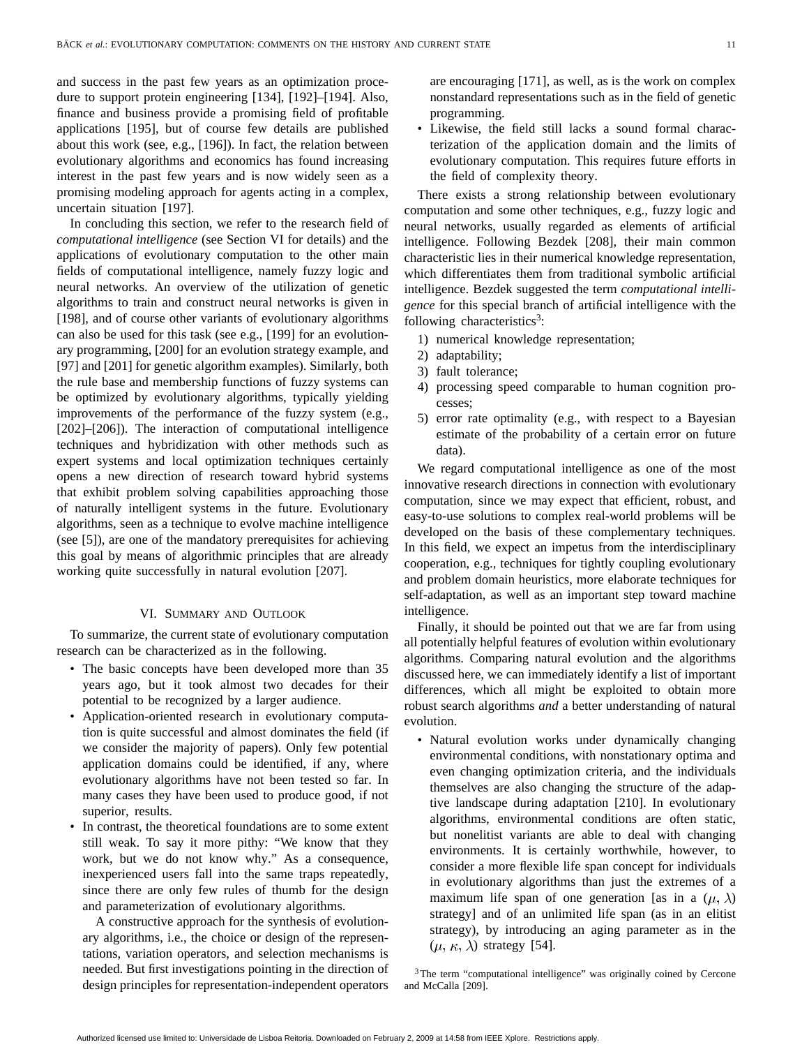and success in the past few years as an optimization procedure to support protein engineering [134], [192]–[194]. Also, finance and business provide a promising field of profitable applications [195], but of course few details are published about this work (see, e.g., [196]). In fact, the relation between evolutionary algorithms and economics has found increasing interest in the past few years and is now widely seen as a promising modeling approach for agents acting in a complex, uncertain situation [197].

In concluding this section, we refer to the research field of *computational intelligence* (see Section VI for details) and the applications of evolutionary computation to the other main fields of computational intelligence, namely fuzzy logic and neural networks. An overview of the utilization of genetic algorithms to train and construct neural networks is given in [198], and of course other variants of evolutionary algorithms can also be used for this task (see e.g., [199] for an evolutionary programming, [200] for an evolution strategy example, and [97] and [201] for genetic algorithm examples). Similarly, both the rule base and membership functions of fuzzy systems can be optimized by evolutionary algorithms, typically yielding improvements of the performance of the fuzzy system (e.g., [202]–[206]). The interaction of computational intelligence techniques and hybridization with other methods such as expert systems and local optimization techniques certainly opens a new direction of research toward hybrid systems that exhibit problem solving capabilities approaching those of naturally intelligent systems in the future. Evolutionary algorithms, seen as a technique to evolve machine intelligence (see [5]), are one of the mandatory prerequisites for achieving this goal by means of algorithmic principles that are already working quite successfully in natural evolution [207].

## VI. Summary and Outlook

To summarize, the current state of evolutionary computation research can be characterized as in the following.

- The basic concepts have been developed more than 35 years ago, but it took almost two decades for their potential to be recognized by a larger audience.
- Application-oriented research in evolutionary computation is quite successful and almost dominates the field (if we consider the majority of papers). Only few potential application domains could be identified, if any, where evolutionary algorithms have not been tested so far. In many cases they have been used to produce good, if not superior, results.
- In contrast, the theoretical foundations are to some extent still weak. To say it more pithy: "We know that they work, but we do not know why." As a consequence, inexperienced users fall into the same traps repeatedly, since there are only few rules of thumb for the design and parameterization of evolutionary algorithms.

  A constructive approach for the synthesis of evolutionary algorithms, i.e., the choice or design of the representations, variation operators, and selection mechanisms is needed. But first investigations pointing in the direction of design principles for representation-independent operators are encouraging [171], as well, as is the work on complex nonstandard representations such as in the field of genetic programming.
- Likewise, the field still lacks a sound formal characterization of the application domain and the limits of evolutionary computation. This requires future efforts in the field of complexity theory.

There exists a strong relationship between evolutionary computation and some other techniques, e.g., fuzzy logic and neural networks, usually regarded as elements of artificial intelligence. Following Bezdek [208], their main common characteristic lies in their numerical knowledge representation, which differentiates them from traditional symbolic artificial intelligence. Bezdek suggested the term *computational intelligence* for this special branch of artificial intelligence with the following characteristics[3]:

1) numerical knowledge representation;
2) adaptability;
3) fault tolerance;
4) processing speed comparable to human cognition processes;
5) error rate optimality (e.g., with respect to a Bayesian estimate of the probability of a certain error on future data).

We regard computational intelligence as one of the most innovative research directions in connection with evolutionary computation, since we may expect that efficient, robust, and easy-to-use solutions to complex real-world problems will be developed on the basis of these complementary techniques. In this field, we expect an impetus from the interdisciplinary cooperation, e.g., techniques for tightly coupling evolutionary and problem domain heuristics, more elaborate techniques for self-adaptation, as well as an important step toward machine intelligence.

Finally, it should be pointed out that we are far from using all potentially helpful features of evolution within evolutionary algorithms. Comparing natural evolution and the algorithms discussed here, we can immediately identify a list of important differences, which all might be exploited to obtain more robust search algorithms *and* a better understanding of natural evolution.

- Natural evolution works under dynamically changing environmental conditions, with nonstationary optima and even changing optimization criteria, and the individuals themselves are also changing the structure of the adaptive landscape during adaptation [210]. In evolutionary algorithms, environmental conditions are often static, but nonelitist variants are able to deal with changing environments. It is certainly worthwhile, however, to consider a more flexible life span concept for individuals in evolutionary algorithms than just the extremes of a maximum life span of one generation [as in a $(\mu, \lambda)$ strategy] and of an unlimited life span (as in an elitist strategy), by introducing an aging parameter as in the $(\mu, \kappa, \lambda)$ strategy [54].

[3] The term "computational intelligence" was originally coined by Cercone and McCalla [209].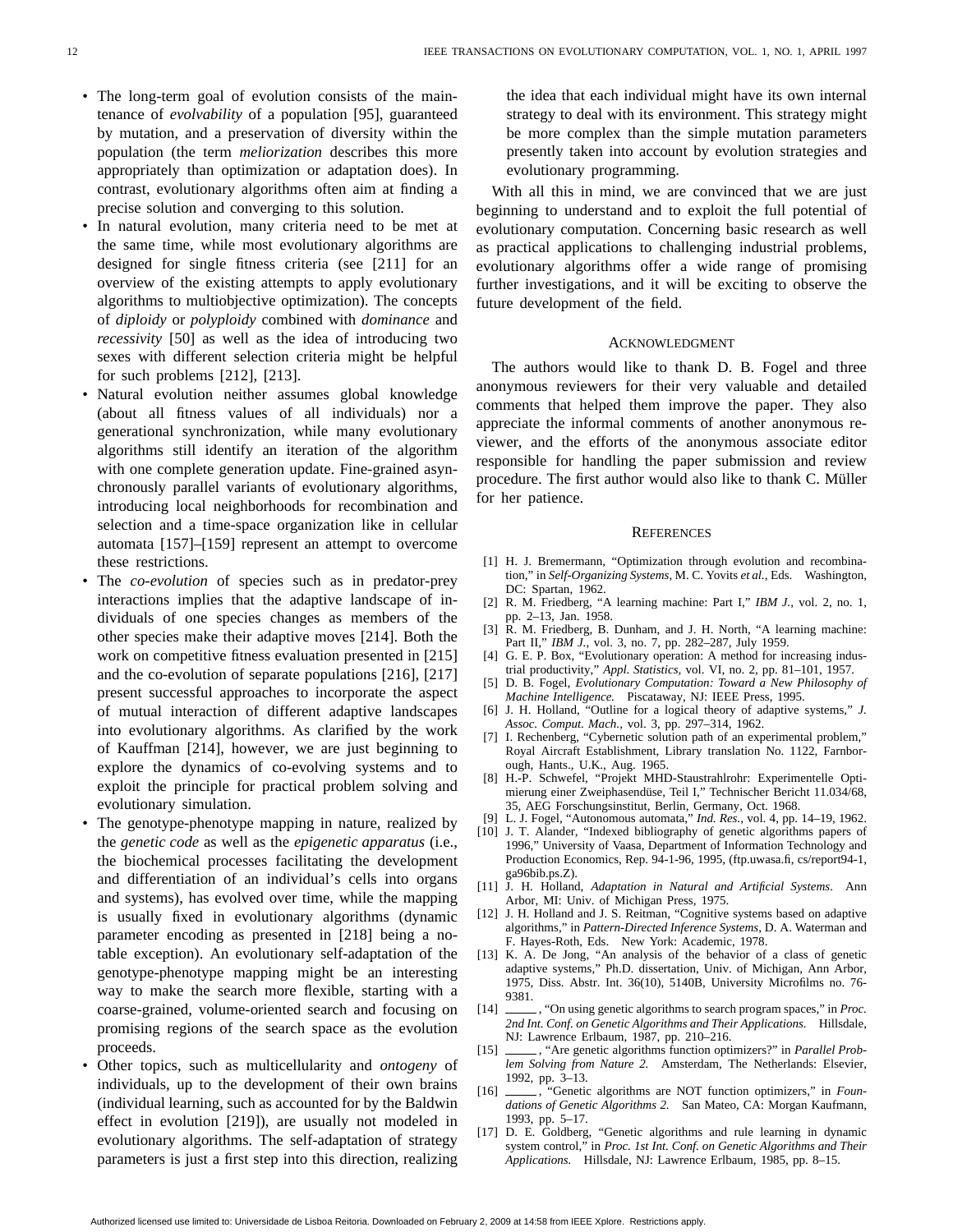- The long-term goal of evolution consists of the maintenance of *evolvability* of a population [95], guaranteed by mutation, and a preservation of diversity within the population (the term *meliorization* describes this more appropriately than optimization or adaptation does). In contrast, evolutionary algorithms often aim at finding a precise solution and converging to this solution.
- In natural evolution, many criteria need to be met at the same time, while most evolutionary algorithms are designed for single fitness criteria (see [211] for an overview of the existing attempts to apply evolutionary algorithms to multiobjective optimization). The concepts of *diploidy* or *polyploidy* combined with *dominance* and *recessivity* [50] as well as the idea of introducing two sexes with different selection criteria might be helpful for such problems [212], [213].
- Natural evolution neither assumes global knowledge (about all fitness values of all individuals) nor a generational synchronization, while many evolutionary algorithms still identify an iteration of the algorithm with one complete generation update. Fine-grained asynchronously parallel variants of evolutionary algorithms, introducing local neighborhoods for recombination and selection and a time-space organization like in cellular automata [157]–[159] represent an attempt to overcome these restrictions.
- The *co-evolution* of species such as in predator-prey interactions implies that the adaptive landscape of individuals of one species changes as members of the other species make their adaptive moves [214]. Both the work on competitive fitness evaluation presented in [215] and the co-evolution of separate populations [216], [217] present successful approaches to incorporate the aspect of mutual interaction of different adaptive landscapes into evolutionary algorithms. As clarified by the work of Kauffman [214], however, we are just beginning to explore the dynamics of co-evolving systems and to exploit the principle for practical problem solving and evolutionary simulation.
- The genotype-phenotype mapping in nature, realized by the *genetic code* as well as the *epigenetic apparatus* (i.e., the biochemical processes facilitating the development and differentiation of an individual's cells into organs and systems), has evolved over time, while the mapping is usually fixed in evolutionary algorithms (dynamic parameter encoding as presented in [218] being a notable exception). An evolutionary self-adaptation of the genotype-phenotype mapping might be an interesting way to make the search more flexible, starting with a coarse-grained, volume-oriented search and focusing on promising regions of the search space as the evolution proceeds.
- Other topics, such as multicellularity and *ontogeny* of individuals, up to the development of their own brains (individual learning, such as accounted for by the Baldwin effect in evolution [219]), are usually not modeled in evolutionary algorithms. The self-adaptation of strategy parameters is just a first step into this direction, realizing the idea that each individual might have its own internal strategy to deal with its environment. This strategy might be more complex than the simple mutation parameters presently taken into account by evolution strategies and evolutionary programming.

With all this in mind, we are convinced that we are just beginning to understand and to exploit the full potential of evolutionary computation. Concerning basic research as well as practical applications to challenging industrial problems, evolutionary algorithms offer a wide range of promising further investigations, and it will be exciting to observe the future development of the field.

## Acknowledgment

The authors would like to thank D. B. Fogel and three anonymous reviewers for their very valuable and detailed comments that helped them improve the paper. They also appreciate the informal comments of another anonymous reviewer, and the efforts of the anonymous associate editor responsible for handling the paper submission and review procedure. The first author would also like to thank C. Müller for her patience.

## References

[1] H. J. Bremermann, "Optimization through evolution and recombination," in *Self-Organizing Systems,* M. C. Yovits *et al.,* Eds. Washington, DC: Spartan, 1962.

[2] R. M. Friedberg, "A learning machine: Part I," *IBM J.,* vol. 2, no. 1, pp. 2–13, Jan. 1958.

[3] R. M. Friedberg, B. Dunham, and J. H. North, "A learning machine: Part II," *IBM J.,* vol. 3, no. 7, pp. 282–287, July 1959.

[4] G. E. P. Box, "Evolutionary operation: A method for increasing industrial productivity," *Appl. Statistics,* vol. VI, no. 2, pp. 81–101, 1957.

[5] D. B. Fogel, *Evolutionary Computation: Toward a New Philosophy of Machine Intelligence.* Piscataway, NJ: IEEE Press, 1995.

[6] J. H. Holland, "Outline for a logical theory of adaptive systems," *J. Assoc. Comput. Mach.,* vol. 3, pp. 297–314, 1962.

[7] I. Rechenberg, "Cybernetic solution path of an experimental problem," Royal Aircraft Establishment, Library translation No. 1122, Farnborough, Hants., U.K., Aug. 1965.

[8] H.-P. Schwefel, "Projekt MHD-Staustrahlrohr: Experimentelle Optimierung einer Zweiphasendüse, Teil I," Technischer Bericht 11.034/68, 35, AEG Forschungsinstitut, Berlin, Germany, Oct. 1968.

[9] L. J. Fogel, "Autonomous automata," *Ind. Res.,* vol. 4, pp. 14–19, 1962.

[10] J. T. Alander, "Indexed bibliography of genetic algorithms papers of 1996," University of Vaasa, Department of Information Technology and Production Economics, Rep. 94-1-96, 1995, (ftp.uwasa.fi, cs/report94-1, ga96bib.ps.Z).

[11] J. H. Holland, *Adaptation in Natural and Artificial Systems.* Ann Arbor, MI: Univ. of Michigan Press, 1975.

[12] J. H. Holland and J. S. Reitman, "Cognitive systems based on adaptive algorithms," in *Pattern-Directed Inference Systems,* D. A. Waterman and F. Hayes-Roth, Eds. New York: Academic, 1978.

[13] K. A. De Jong, "An analysis of the behavior of a class of genetic adaptive systems," Ph.D. dissertation, Univ. of Michigan, Ann Arbor, 1975, Diss. Abstr. Int. 36(10), 5140B, University Microfilms no. 76-9381.

[14] ——, "On using genetic algorithms to search program spaces," in *Proc. 2nd Int. Conf. on Genetic Algorithms and Their Applications.* Hillsdale, NJ: Lawrence Erlbaum, 1987, pp. 210–216.

[15] ——, "Are genetic algorithms function optimizers?" in *Parallel Problem Solving from Nature 2.* Amsterdam, The Netherlands: Elsevier, 1992, pp. 3–13.

[16] ——, "Genetic algorithms are NOT function optimizers," in *Foundations of Genetic Algorithms 2.* San Mateo, CA: Morgan Kaufmann, 1993, pp. 5–17.

[17] D. E. Goldberg, "Genetic algorithms and rule learning in dynamic system control," in *Proc. 1st Int. Conf. on Genetic Algorithms and Their Applications.* Hillsdale, NJ: Lawrence Erlbaum, 1985, pp. 8–15.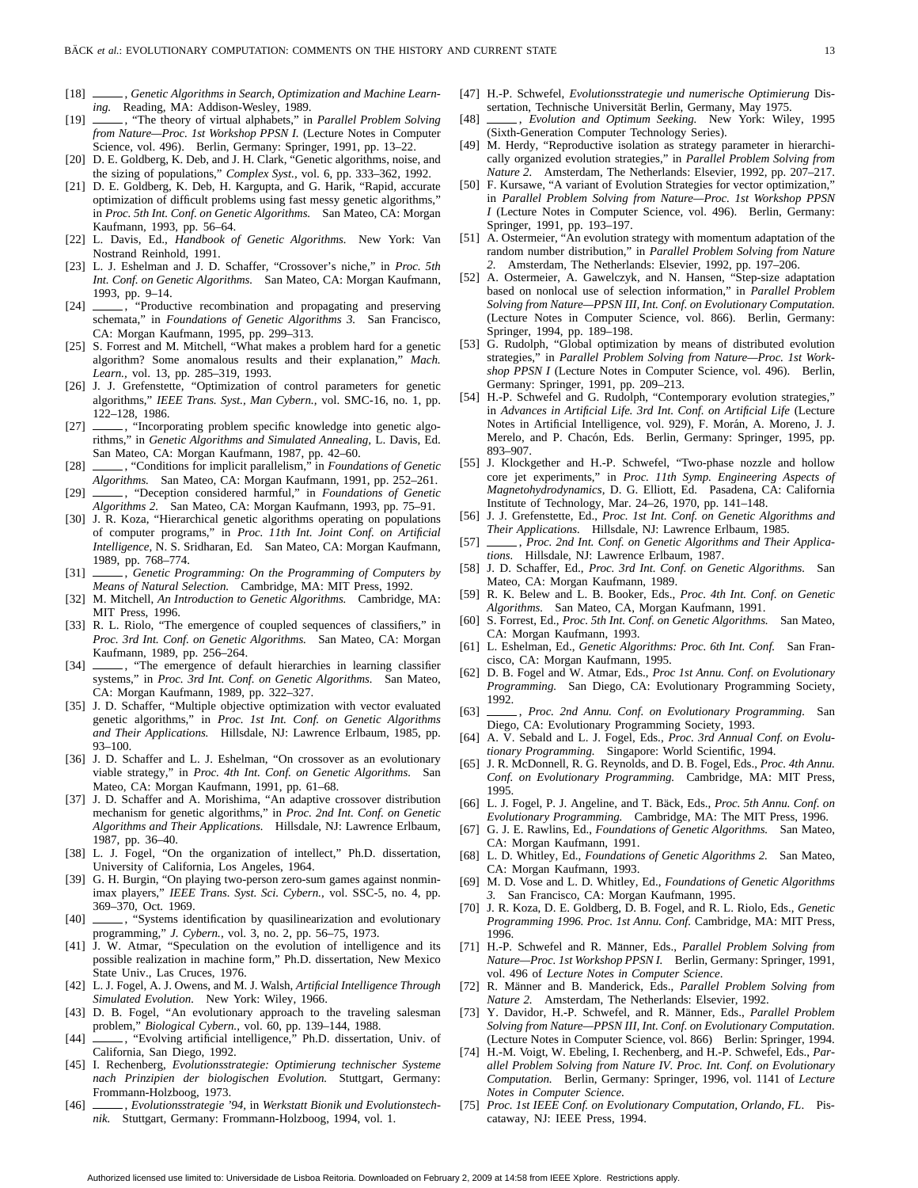[18] ——, *Genetic Algorithms in Search, Optimization and Machine Learning.* Reading, MA: Addison-Wesley, 1989.

[19] ——, "The theory of virtual alphabets," in *Parallel Problem Solving from Nature—Proc. 1st Workshop PPSN I.* (Lecture Notes in Computer Science, vol. 496). Berlin, Germany: Springer, 1991, pp. 13–22.

[20] D. E. Goldberg, K. Deb, and J. H. Clark, "Genetic algorithms, noise, and the sizing of populations," *Complex Syst.*, vol. 6, pp. 333–362, 1992.

[21] D. E. Goldberg, K. Deb, H. Kargupta, and G. Harik, "Rapid, accurate optimization of difficult problems using fast messy genetic algorithms," in *Proc. 5th Int. Conf. on Genetic Algorithms.* San Mateo, CA: Morgan Kaufmann, 1993, pp. 56–64.

[22] L. Davis, Ed., *Handbook of Genetic Algorithms.* New York: Van Nostrand Reinhold, 1991.

[23] L. J. Eshelman and J. D. Schaffer, "Crossover's niche," in *Proc. 5th Int. Conf. on Genetic Algorithms.* San Mateo, CA: Morgan Kaufmann, 1993, pp. 9–14.

[24] ——, "Productive recombination and propagating and preserving schemata," in *Foundations of Genetic Algorithms 3.* San Francisco, CA: Morgan Kaufmann, 1995, pp. 299–313.

[25] S. Forrest and M. Mitchell, "What makes a problem hard for a genetic algorithm? Some anomalous results and their explanation," *Mach. Learn.*, vol. 13, pp. 285–319, 1993.

[26] J. J. Grefenstette, "Optimization of control parameters for genetic algorithms," *IEEE Trans. Syst., Man Cybern.*, vol. SMC-16, no. 1, pp. 122–128, 1986.

[27] ——, "Incorporating problem specific knowledge into genetic algorithms," in *Genetic Algorithms and Simulated Annealing*, L. Davis, Ed. San Mateo, CA: Morgan Kaufmann, 1987, pp. 42–60.

[28] ——, "Conditions for implicit parallelism," in *Foundations of Genetic Algorithms.* San Mateo, CA: Morgan Kaufmann, 1991, pp. 252–261.

[29] ——, "Deception considered harmful," in *Foundations of Genetic Algorithms 2.* San Mateo, CA: Morgan Kaufmann, 1993, pp. 75–91.

[30] J. R. Koza, "Hierarchical genetic algorithms operating on populations of computer programs," in *Proc. 11th Int. Joint Conf. on Artificial Intelligence*, N. S. Sridharan, Ed. San Mateo, CA: Morgan Kaufmann, 1989, pp. 768–774.

[31] ——, *Genetic Programming: On the Programming of Computers by Means of Natural Selection.* Cambridge, MA: MIT Press, 1992.

[32] M. Mitchell, *An Introduction to Genetic Algorithms.* Cambridge, MA: MIT Press, 1996.

[33] R. L. Riolo, "The emergence of coupled sequences of classifiers," in *Proc. 3rd Int. Conf. on Genetic Algorithms.* San Mateo, CA: Morgan Kaufmann, 1989, pp. 256–264.

[34] ——, "The emergence of default hierarchies in learning classifier systems," in *Proc. 3rd Int. Conf. on Genetic Algorithms.* San Mateo, CA: Morgan Kaufmann, 1989, pp. 322–327.

[35] J. D. Schaffer, "Multiple objective optimization with vector evaluated genetic algorithms," in *Proc. 1st Int. Conf. on Genetic Algorithms and Their Applications.* Hillsdale, NJ: Lawrence Erlbaum, 1985, pp. 93–100.

[36] J. D. Schaffer and L. J. Eshelman, "On crossover as an evolutionary viable strategy," in *Proc. 4th Int. Conf. on Genetic Algorithms.* San Mateo, CA: Morgan Kaufmann, 1991, pp. 61–68.

[37] J. D. Schaffer and A. Morishima, "An adaptive crossover distribution mechanism for genetic algorithms," in *Proc. 2nd Int. Conf. on Genetic Algorithms and Their Applications.* Hillsdale, NJ: Lawrence Erlbaum, 1987, pp. 36–40.

[38] L. J. Fogel, "On the organization of intellect," Ph.D. dissertation, University of California, Los Angeles, 1964.

[39] G. H. Burgin, "On playing two-person zero-sum games against nonminimax players," *IEEE Trans. Syst. Sci. Cybern.*, vol. SSC-5, no. 4, pp. 369–370, Oct. 1969.

[40] ——, "Systems identification by quasilinearization and evolutionary programming," *J. Cybern.*, vol. 3, no. 2, pp. 56–75, 1973.

[41] J. W. Atmar, "Speculation on the evolution of intelligence and its possible realization in machine form," Ph.D. dissertation, New Mexico State Univ., Las Cruces, 1976.

[42] L. J. Fogel, A. J. Owens, and M. J. Walsh, *Artificial Intelligence Through Simulated Evolution.* New York: Wiley, 1966.

[43] D. B. Fogel, "An evolutionary approach to the traveling salesman problem," *Biological Cybern.*, vol. 60, pp. 139–144, 1988.

[44] ——, "Evolving artificial intelligence," Ph.D. dissertation, Univ. of California, San Diego, 1992.

[45] I. Rechenberg, *Evolutionsstrategie: Optimierung technischer Systeme nach Prinzipien der biologischen Evolution.* Stuttgart, Germany: Frommann-Holzboog, 1973.

[46] ——, *Evolutionsstrategie '94*, in *Werkstatt Bionik und Evolutionstechnik.* Stuttgart, Germany: Frommann-Holzboog, 1994, vol. 1.

[47] H.-P. Schwefel, *Evolutionsstrategie und numerische Optimierung* Dissertation, Technische Universität Berlin, Germany, May 1975.

[48] ——, *Evolution and Optimum Seeking.* New York: Wiley, 1995 (Sixth-Generation Computer Technology Series).

[49] M. Herdy, "Reproductive isolation as strategy parameter in hierarchically organized evolution strategies," in *Parallel Problem Solving from Nature 2.* Amsterdam, The Netherlands: Elsevier, 1992, pp. 207–217.

[50] F. Kursawe, "A variant of Evolution Strategies for vector optimization," in *Parallel Problem Solving from Nature—Proc. 1st Workshop PPSN I* (Lecture Notes in Computer Science, vol. 496). Berlin, Germany: Springer, 1991, pp. 193–197.

[51] A. Ostermeier, "An evolution strategy with momentum adaptation of the random number distribution," in *Parallel Problem Solving from Nature 2.* Amsterdam, The Netherlands: Elsevier, 1992, pp. 197–206.

[52] A. Ostermeier, A. Gawelczyk, and N. Hansen, "Step-size adaptation based on nonlocal use of selection information," in *Parallel Problem Solving from Nature—PPSN III, Int. Conf. on Evolutionary Computation.* (Lecture Notes in Computer Science, vol. 866). Berlin, Germany: Springer, 1994, pp. 189–198.

[53] G. Rudolph, "Global optimization by means of distributed evolution strategies," in *Parallel Problem Solving from Nature—Proc. 1st Workshop PPSN I* (Lecture Notes in Computer Science, vol. 496). Berlin, Germany: Springer, 1991, pp. 209–213.

[54] H.-P. Schwefel and G. Rudolph, "Contemporary evolution strategies," in *Advances in Artificial Life. 3rd Int. Conf. on Artificial Life* (Lecture Notes in Artificial Intelligence, vol. 929), F. Morán, A. Moreno, J. J. Merelo, and P. Chacón, Eds. Berlin, Germany: Springer, 1995, pp. 893–907.

[55] J. Klockgether and H.-P. Schwefel, "Two-phase nozzle and hollow core jet experiments," in *Proc. 11th Symp. Engineering Aspects of Magnetohydrodynamics*, D. G. Elliott, Ed. Pasadena, CA: California Institute of Technology, Mar. 24–26, 1970, pp. 141–148.

[56] J. J. Grefenstette, Ed., *Proc. 1st Int. Conf. on Genetic Algorithms and Their Applications.* Hillsdale, NJ: Lawrence Erlbaum, 1985.

[57] ——, *Proc. 2nd Int. Conf. on Genetic Algorithms and Their Applications.* Hillsdale, NJ: Lawrence Erlbaum, 1987.

[58] J. D. Schaffer, Ed., *Proc. 3rd Int. Conf. on Genetic Algorithms.* San Mateo, CA: Morgan Kaufmann, 1989.

[59] R. K. Belew and L. B. Booker, Eds., *Proc. 4th Int. Conf. on Genetic Algorithms.* San Mateo, CA, Morgan Kaufmann, 1991.

[60] S. Forrest, Ed., *Proc. 5th Int. Conf. on Genetic Algorithms.* San Mateo, CA: Morgan Kaufmann, 1993.

[61] L. Eshelman, Ed., *Genetic Algorithms: Proc. 6th Int. Conf.* San Francisco, CA: Morgan Kaufmann, 1995.

[62] D. B. Fogel and W. Atmar, Eds., *Proc 1st Annu. Conf. on Evolutionary Programming.* San Diego, CA: Evolutionary Programming Society, 1992.

[63] ——, *Proc. 2nd Annu. Conf. on Evolutionary Programming.* San Diego, CA: Evolutionary Programming Society, 1993.

[64] A. V. Sebald and L. J. Fogel, Eds., *Proc. 3rd Annual Conf. on Evolutionary Programming.* Singapore: World Scientific, 1994.

[65] J. R. McDonnell, R. G. Reynolds, and D. B. Fogel, Eds., *Proc. 4th Annu. Conf. on Evolutionary Programming.* Cambridge, MA: MIT Press, 1995.

[66] L. J. Fogel, P. J. Angeline, and T. Bäck, Eds., *Proc. 5th Annu. Conf. on Evolutionary Programming.* Cambridge, MA: The MIT Press, 1996.

[67] G. J. E. Rawlins, Ed., *Foundations of Genetic Algorithms.* San Mateo, CA: Morgan Kaufmann, 1991.

[68] L. D. Whitley, Ed., *Foundations of Genetic Algorithms 2.* San Mateo, CA: Morgan Kaufmann, 1993.

[69] M. D. Vose and L. D. Whitley, Ed., *Foundations of Genetic Algorithms 3.* San Francisco, CA: Morgan Kaufmann, 1995.

[70] J. R. Koza, D. E. Goldberg, D. B. Fogel, and R. L. Riolo, Eds., *Genetic Programming 1996. Proc. 1st Annu. Conf.* Cambridge, MA: MIT Press, 1996.

[71] H.-P. Schwefel and R. Männer, Eds., *Parallel Problem Solving from Nature—Proc. 1st Workshop PPSN I.* Berlin, Germany: Springer, 1991, vol. 496 of *Lecture Notes in Computer Science*.

[72] R. Männer and B. Manderick, Eds., *Parallel Problem Solving from Nature 2.* Amsterdam, The Netherlands: Elsevier, 1992.

[73] Y. Davidor, H.-P. Schwefel, and R. Männer, Eds., *Parallel Problem Solving from Nature—PPSN III, Int. Conf. on Evolutionary Computation.* (Lecture Notes in Computer Science, vol. 866) Berlin: Springer, 1994.

[74] H.-M. Voigt, W. Ebeling, I. Rechenberg, and H.-P. Schwefel, Eds., *Parallel Problem Solving from Nature IV. Proc. Int. Conf. on Evolutionary Computation.* Berlin, Germany: Springer, 1996, vol. 1141 of *Lecture Notes in Computer Science.*

[75] *Proc. 1st IEEE Conf. on Evolutionary Computation, Orlando, FL.* Piscataway, NJ: IEEE Press, 1994.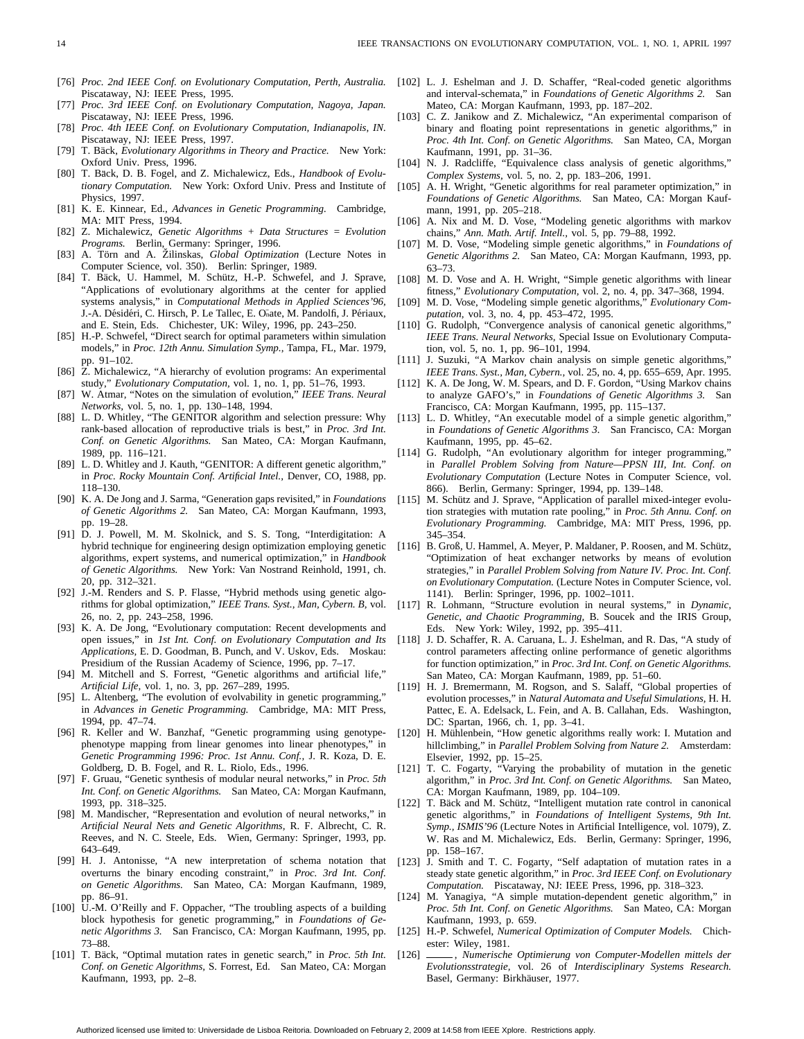[76] *Proc. 2nd IEEE Conf. on Evolutionary Computation, Perth, Australia.* Piscataway, NJ: IEEE Press, 1995.

[77] *Proc. 3rd IEEE Conf. on Evolutionary Computation, Nagoya, Japan.* Piscataway, NJ: IEEE Press, 1996.

[78] *Proc. 4th IEEE Conf. on Evolutionary Computation, Indianapolis, IN.* Piscataway, NJ: IEEE Press, 1997.

[79] T. Bäck, *Evolutionary Algorithms in Theory and Practice.* New York: Oxford Univ. Press, 1996.

[80] T. Bäck, D. B. Fogel, and Z. Michalewicz, Eds., *Handbook of Evolutionary Computation.* New York: Oxford Univ. Press and Institute of Physics, 1997.

[81] K. E. Kinnear, Ed., *Advances in Genetic Programming.* Cambridge, MA: MIT Press, 1994.

[82] Z. Michalewicz, *Genetic Algorithms + Data Structures = Evolution Programs.* Berlin, Germany: Springer, 1996.

[83] A. Törn and A. Žilinskas, *Global Optimization* (Lecture Notes in Computer Science, vol. 350). Berlin: Springer, 1989.

[84] T. Bäck, U. Hammel, M. Schütz, H.-P. Schwefel, and J. Sprave, "Applications of evolutionary algorithms at the center for applied systems analysis," in *Computational Methods in Applied Sciences'96,* J.-A. Désidéri, C. Hirsch, P. Le Tallec, E. Oñate, M. Pandolfi, J. Périaux, and E. Stein, Eds. Chichester, UK: Wiley, 1996, pp. 243–250.

[85] H.-P. Schwefel, "Direct search for optimal parameters within simulation models," in *Proc. 12th Annu. Simulation Symp.,* Tampa, FL, Mar. 1979, pp. 91–102.

[86] Z. Michalewicz, "A hierarchy of evolution programs: An experimental study," *Evolutionary Computation,* vol. 1, no. 1, pp. 51–76, 1993.

[87] W. Atmar, "Notes on the simulation of evolution," *IEEE Trans. Neural Networks,* vol. 5, no. 1, pp. 130–148, 1994.

[88] L. D. Whitley, "The GENITOR algorithm and selection pressure: Why rank-based allocation of reproductive trials is best," in *Proc. 3rd Int. Conf. on Genetic Algorithms.* San Mateo, CA: Morgan Kaufmann, 1989, pp. 116–121.

[89] L. D. Whitley and J. Kauth, "GENITOR: A different genetic algorithm," in *Proc. Rocky Mountain Conf. Artificial Intel.,* Denver, CO, 1988, pp. 118–130.

[90] K. A. De Jong and J. Sarma, "Generation gaps revisited," in *Foundations of Genetic Algorithms 2.* San Mateo, CA: Morgan Kaufmann, 1993, pp. 19–28.

[91] D. J. Powell, M. M. Skolnick, and S. S. Tong, "Interdigitation: A hybrid technique for engineering design optimization employing genetic algorithms, expert systems, and numerical optimization," in *Handbook of Genetic Algorithms.* New York: Van Nostrand Reinhold, 1991, ch. 20, pp. 312–321.

[92] J.-M. Renders and S. P. Flasse, "Hybrid methods using genetic algorithms for global optimization," *IEEE Trans. Syst., Man, Cybern. B,* vol. 26, no. 2, pp. 243–258, 1996.

[93] K. A. De Jong, "Evolutionary computation: Recent developments and open issues," in *1st Int. Conf. on Evolutionary Computation and Its Applications,* E. D. Goodman, B. Punch, and V. Uskov, Eds. Moskau: Presidium of the Russian Academy of Science, 1996, pp. 7–17.

[94] M. Mitchell and S. Forrest, "Genetic algorithms and artificial life," *Artificial Life,* vol. 1, no. 3, pp. 267–289, 1995.

[95] L. Altenberg, "The evolution of evolvability in genetic programming," in *Advances in Genetic Programming.* Cambridge, MA: MIT Press, 1994, pp. 47–74.

[96] R. Keller and W. Banzhaf, "Genetic programming using genotype-phenotype mapping from linear genomes into linear phenotypes," in *Genetic Programming 1996: Proc. 1st Annu. Conf.,* J. R. Koza, D. E. Goldberg, D. B. Fogel, and R. L. Riolo, Eds., 1996.

[97] F. Gruau, "Genetic synthesis of modular neural networks," in *Proc. 5th Int. Conf. on Genetic Algorithms.* San Mateo, CA: Morgan Kaufmann, 1993, pp. 318–325.

[98] M. Mandischer, "Representation and evolution of neural networks," in *Artificial Neural Nets and Genetic Algorithms,* R. F. Albrecht, C. R. Reeves, and N. C. Steele, Eds. Wien, Germany: Springer, 1993, pp. 643–649.

[99] H. J. Antonisse, "A new interpretation of schema notation that overturns the binary encoding constraint," in *Proc. 3rd Int. Conf. on Genetic Algorithms.* San Mateo, CA: Morgan Kaufmann, 1989, pp. 86–91.

[100] U.-M. O'Reilly and F. Oppacher, "The troubling aspects of a building block hypothesis for genetic programming," in *Foundations of Genetic Algorithms 3.* San Francisco, CA: Morgan Kaufmann, 1995, pp. 73–88.

[101] T. Bäck, "Optimal mutation rates in genetic search," in *Proc. 5th Int. Conf. on Genetic Algorithms,* S. Forrest, Ed. San Mateo, CA: Morgan Kaufmann, 1993, pp. 2–8.

[102] L. J. Eshelman and J. D. Schaffer, "Real-coded genetic algorithms and interval-schemata," in *Foundations of Genetic Algorithms 2.* San Mateo, CA: Morgan Kaufmann, 1993, pp. 187–202.

[103] C. Z. Janikow and Z. Michalewicz, "An experimental comparison of binary and floating point representations in genetic algorithms," in *Proc. 4th Int. Conf. on Genetic Algorithms.* San Mateo, CA, Morgan Kaufmann, 1991, pp. 31–36.

[104] N. J. Radcliffe, "Equivalence class analysis of genetic algorithms," *Complex Systems,* vol. 5, no. 2, pp. 183–206, 1991.

[105] A. H. Wright, "Genetic algorithms for real parameter optimization," in *Foundations of Genetic Algorithms.* San Mateo, CA: Morgan Kaufmann, 1991, pp. 205–218.

[106] A. Nix and M. D. Vose, "Modeling genetic algorithms with markov chains," *Ann. Math. Artif. Intell.,* vol. 5, pp. 79–88, 1992.

[107] M. D. Vose, "Modeling simple genetic algorithms," in *Foundations of Genetic Algorithms 2.* San Mateo, CA: Morgan Kaufmann, 1993, pp. 63–73.

[108] M. D. Vose and A. H. Wright, "Simple genetic algorithms with linear fitness," *Evolutionary Computation,* vol. 2, no. 4, pp. 347–368, 1994.

[109] M. D. Vose, "Modeling simple genetic algorithms," *Evolutionary Computation,* vol. 3, no. 4, pp. 453–472, 1995.

[110] G. Rudolph, "Convergence analysis of canonical genetic algorithms," *IEEE Trans. Neural Networks,* Special Issue on Evolutionary Computation, vol. 5, no. 1, pp. 96–101, 1994.

[111] J. Suzuki, "A Markov chain analysis on simple genetic algorithms," *IEEE Trans. Syst., Man, Cybern.,* vol. 25, no. 4, pp. 655–659, Apr. 1995.

[112] K. A. De Jong, W. M. Spears, and D. F. Gordon, "Using Markov chains to analyze GAFO's," in *Foundations of Genetic Algorithms 3.* San Francisco, CA: Morgan Kaufmann, 1995, pp. 115–137.

[113] L. D. Whitley, "An executable model of a simple genetic algorithm," in *Foundations of Genetic Algorithms 3.* San Francisco, CA: Morgan Kaufmann, 1995, pp. 45–62.

[114] G. Rudolph, "An evolutionary algorithm for integer programming," in *Parallel Problem Solving from Nature—PPSN III, Int. Conf. on Evolutionary Computation* (Lecture Notes in Computer Science, vol. 866). Berlin, Germany: Springer, 1994, pp. 139–148.

[115] M. Schütz and J. Sprave, "Application of parallel mixed-integer evolution strategies with mutation rate pooling," in *Proc. 5th Annu. Conf. on Evolutionary Programming.* Cambridge, MA: MIT Press, 1996, pp. 345–354.

[116] B. Groß, U. Hammel, A. Meyer, P. Maldaner, P. Roosen, and M. Schütz, "Optimization of heat exchanger networks by means of evolution strategies," in *Parallel Problem Solving from Nature IV. Proc. Int. Conf. on Evolutionary Computation.* (Lecture Notes in Computer Science, vol. 1141). Berlin: Springer, 1996, pp. 1002–1011.

[117] R. Lohmann, "Structure evolution in neural systems," in *Dynamic, Genetic, and Chaotic Programming,* B. Soucek and the IRIS Group, Eds. New York: Wiley, 1992, pp. 395–411.

[118] J. D. Schaffer, R. A. Caruana, L. J. Eshelman, and R. Das, "A study of control parameters affecting online performance of genetic algorithms for function optimization," in *Proc. 3rd Int. Conf. on Genetic Algorithms.* San Mateo, CA: Morgan Kaufmann, 1989, pp. 51–60.

[119] H. J. Bremermann, M. Rogson, and S. Salaff, "Global properties of evolution processes," in *Natural Automata and Useful Simulations,* H. H. Pattec, E. A. Edelsack, L. Fein, and A. B. Callahan, Eds. Washington, DC: Spartan, 1966, ch. 1, pp. 3–41.

[120] H. Mühlenbein, "How genetic algorithms really work: I. Mutation and hillclimbing," in *Parallel Problem Solving from Nature 2.* Amsterdam: Elsevier, 1992, pp. 15–25.

[121] T. C. Fogarty, "Varying the probability of mutation in the genetic algorithm," in *Proc. 3rd Int. Conf. on Genetic Algorithms.* San Mateo, CA: Morgan Kaufmann, 1989, pp. 104–109.

[122] T. Bäck and M. Schütz, "Intelligent mutation rate control in canonical genetic algorithms," in *Foundations of Intelligent Systems, 9th Int. Symp., ISMIS'96* (Lecture Notes in Artificial Intelligence, vol. 1079), Z. W. Ras and M. Michalewicz, Eds. Berlin, Germany: Springer, 1996, pp. 158–167.

[123] J. Smith and T. C. Fogarty, "Self adaptation of mutation rates in a steady state genetic algorithm," in *Proc. 3rd IEEE Conf. on Evolutionary Computation.* Piscataway, NJ: IEEE Press, 1996, pp. 318–323.

[124] M. Yanagiya, "A simple mutation-dependent genetic algorithm," in *Proc. 5th Int. Conf. on Genetic Algorithms.* San Mateo, CA: Morgan Kaufmann, 1993, p. 659.

[125] H.-P. Schwefel, *Numerical Optimization of Computer Models.* Chichester: Wiley, 1981.

[126] ——, *Numerische Optimierung von Computer-Modellen mittels der Evolutionsstrategie,* vol. 26 of *Interdisciplinary Systems Research.* Basel, Germany: Birkhäuser, 1977.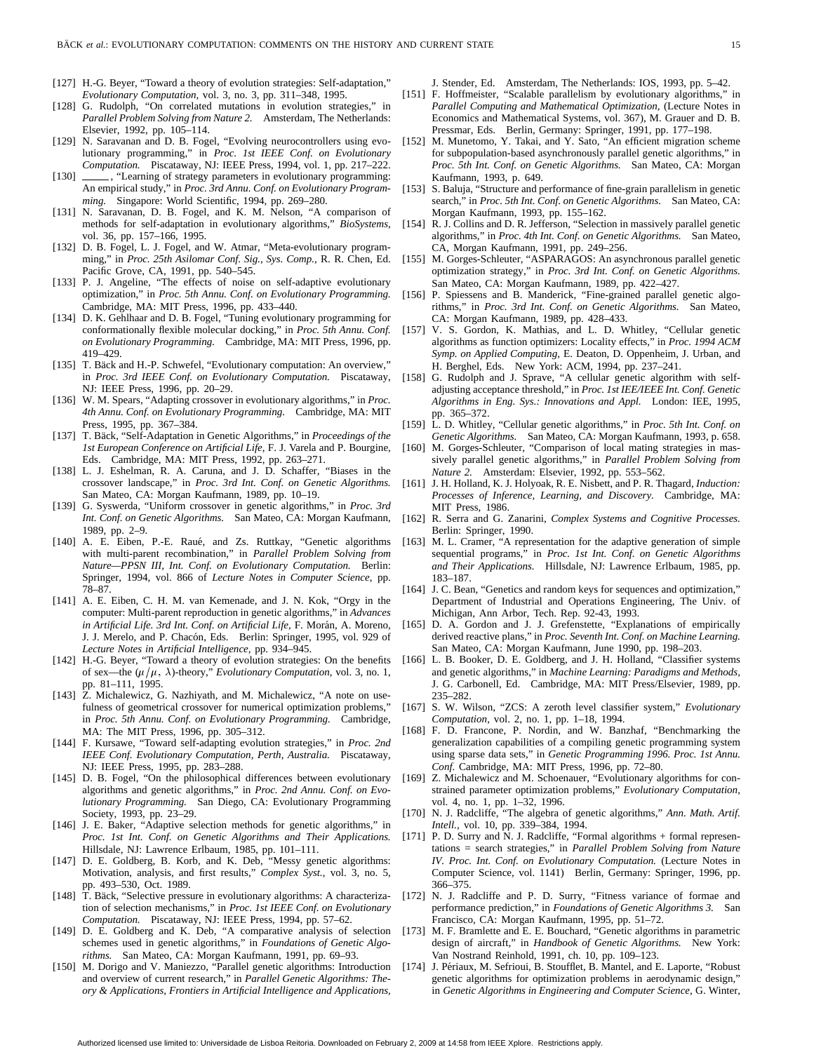[127] H.-G. Beyer, "Toward a theory of evolution strategies: Self-adaptation," *Evolutionary Computation*, vol. 3, no. 3, pp. 311–348, 1995.

[128] G. Rudolph, "On correlated mutations in evolution strategies," in *Parallel Problem Solving from Nature 2*. Amsterdam, The Netherlands: Elsevier, 1992, pp. 105–114.

[129] N. Saravanan and D. B. Fogel, "Evolving neurocontrollers using evolutionary programming," in *Proc. 1st IEEE Conf. on Evolutionary Computation.* Piscataway, NJ: IEEE Press, 1994, vol. 1, pp. 217–222.

[130] ——, "Learning of strategy parameters in evolutionary programming: An empirical study," in *Proc. 3rd Annu. Conf. on Evolutionary Programming.* Singapore: World Scientific, 1994, pp. 269–280.

[131] N. Saravanan, D. B. Fogel, and K. M. Nelson, "A comparison of methods for self-adaptation in evolutionary algorithms," *BioSystems*, vol. 36, pp. 157–166, 1995.

[132] D. B. Fogel, L. J. Fogel, and W. Atmar, "Meta-evolutionary programming," in *Proc. 25th Asilomar Conf. Sig., Sys. Comp.*, R. R. Chen, Ed. Pacific Grove, CA, 1991, pp. 540–545.

[133] P. J. Angeline, "The effects of noise on self-adaptive evolutionary optimization," in *Proc. 5th Annu. Conf. on Evolutionary Programming.* Cambridge, MA: MIT Press, 1996, pp. 433–440.

[134] D. K. Gehlhaar and D. B. Fogel, "Tuning evolutionary programming for conformationally flexible molecular docking," in *Proc. 5th Annu. Conf. on Evolutionary Programming*. Cambridge, MA: MIT Press, 1996, pp. 419–429.

[135] T. Bäck and H.-P. Schwefel, "Evolutionary computation: An overview," in *Proc. 3rd IEEE Conf. on Evolutionary Computation.* Piscataway, NJ: IEEE Press, 1996, pp. 20–29.

[136] W. M. Spears, "Adapting crossover in evolutionary algorithms," in *Proc. 4th Annu. Conf. on Evolutionary Programming.* Cambridge, MA: MIT Press, 1995, pp. 367–384.

[137] T. Bäck, "Self-Adaptation in Genetic Algorithms," in *Proceedings of the 1st European Conference on Artificial Life*, F. J. Varela and P. Bourgine, Eds. Cambridge, MA: MIT Press, 1992, pp. 263–271.

[138] L. J. Eshelman, R. A. Caruna, and J. D. Schaffer, "Biases in the crossover landscape," in *Proc. 3rd Int. Conf. on Genetic Algorithms.* San Mateo, CA: Morgan Kaufmann, 1989, pp. 10–19.

[139] G. Syswerda, "Uniform crossover in genetic algorithms," in *Proc. 3rd Int. Conf. on Genetic Algorithms.* San Mateo, CA: Morgan Kaufmann, 1989, pp. 2–9.

[140] A. E. Eiben, P.-E. Raué, and Zs. Ruttkay, "Genetic algorithms with multi-parent recombination," in *Parallel Problem Solving from Nature—PPSN III, Int. Conf. on Evolutionary Computation.* Berlin: Springer, 1994, vol. 866 of *Lecture Notes in Computer Science*, pp. 78–87.

[141] A. E. Eiben, C. H. M. van Kemenade, and J. N. Kok, "Orgy in the computer: Multi-parent reproduction in genetic algorithms," in *Advances in Artificial Life. 3rd Int. Conf. on Artificial Life*, F. Morán, A. Moreno, J. J. Merelo, and P. Chacón, Eds. Berlin: Springer, 1995, vol. 929 of *Lecture Notes in Artificial Intelligence*, pp. 934–945.

[142] H.-G. Beyer, "Toward a theory of evolution strategies: On the benefits of sex—the $(\mu/\mu, \lambda)$-theory," *Evolutionary Computation*, vol. 3, no. 1, pp. 81–111, 1995.

[143] Z. Michalewicz, G. Nazhiyath, and M. Michalewicz, "A note on usefulness of geometrical crossover for numerical optimization problems," in *Proc. 5th Annu. Conf. on Evolutionary Programming.* Cambridge, MA: The MIT Press, 1996, pp. 305–312.

[144] F. Kursawe, "Toward self-adapting evolution strategies," in *Proc. 2nd IEEE Conf. Evolutionary Computation, Perth, Australia.* Piscataway, NJ: IEEE Press, 1995, pp. 283–288.

[145] D. B. Fogel, "On the philosophical differences between evolutionary algorithms and genetic algorithms," in *Proc. 2nd Annu. Conf. on Evolutionary Programming.* San Diego, CA: Evolutionary Programming Society, 1993, pp. 23–29.

[146] J. E. Baker, "Adaptive selection methods for genetic algorithms," in *Proc. 1st Int. Conf. on Genetic Algorithms and Their Applications.* Hillsdale, NJ: Lawrence Erlbaum, 1985, pp. 101–111.

[147] D. E. Goldberg, B. Korb, and K. Deb, "Messy genetic algorithms: Motivation, analysis, and first results," *Complex Syst.*, vol. 3, no. 5, pp. 493–530, Oct. 1989.

[148] T. Bäck, "Selective pressure in evolutionary algorithms: A characterization of selection mechanisms," in *Proc. 1st IEEE Conf. on Evolutionary Computation.* Piscataway, NJ: IEEE Press, 1994, pp. 57–62.

[149] D. E. Goldberg and K. Deb, "A comparative analysis of selection schemes used in genetic algorithms," in *Foundations of Genetic Algorithms.* San Mateo, CA: Morgan Kaufmann, 1991, pp. 69–93.

[150] M. Dorigo and V. Maniezzo, "Parallel genetic algorithms: Introduction and overview of current research," in *Parallel Genetic Algorithms: Theory & Applications, Frontiers in Artificial Intelligence and Applications*, J. Stender, Ed. Amsterdam, The Netherlands: IOS, 1993, pp. 5–42.

[151] F. Hoffmeister, "Scalable parallelism by evolutionary algorithms," in *Parallel Computing and Mathematical Optimization*, (Lecture Notes in Economics and Mathematical Systems, vol. 367), M. Grauer and D. B. Pressmar, Eds. Berlin, Germany: Springer, 1991, pp. 177–198.

[152] M. Munetomo, Y. Takai, and Y. Sato, "An efficient migration scheme for subpopulation-based asynchronously parallel genetic algorithms," in *Proc. 5th Int. Conf. on Genetic Algorithms.* San Mateo, CA: Morgan Kaufmann, 1993, p. 649.

[153] S. Baluja, "Structure and performance of fine-grain parallelism in genetic search," in *Proc. 5th Int. Conf. on Genetic Algorithms.* San Mateo, CA: Morgan Kaufmann, 1993, pp. 155–162.

[154] R. J. Collins and D. R. Jefferson, "Selection in massively parallel genetic algorithms," in *Proc. 4th Int. Conf. on Genetic Algorithms.* San Mateo, CA, Morgan Kaufmann, 1991, pp. 249–256.

[155] M. Gorges-Schleuter, "ASPARAGOS: An asynchronous parallel genetic optimization strategy," in *Proc. 3rd Int. Conf. on Genetic Algorithms.* San Mateo, CA: Morgan Kaufmann, 1989, pp. 422–427.

[156] P. Spiessens and B. Manderick, "Fine-grained parallel genetic algorithms," in *Proc. 3rd Int. Conf. on Genetic Algorithms.* San Mateo, CA: Morgan Kaufmann, 1989, pp. 428–433.

[157] V. S. Gordon, K. Mathias, and L. D. Whitley, "Cellular genetic algorithms as function optimizers: Locality effects," in *Proc. 1994 ACM Symp. on Applied Computing*, E. Deaton, D. Oppenheim, J. Urban, and H. Berghel, Eds. New York: ACM, 1994, pp. 237–241.

[158] G. Rudolph and J. Sprave, "A cellular genetic algorithm with self-adjusting acceptance threshold," in *Proc. 1st IEE/IEEE Int. Conf. Genetic Algorithms in Eng. Sys.: Innovations and Appl.* London: IEE, 1995, pp. 365–372.

[159] L. D. Whitley, "Cellular genetic algorithms," in *Proc. 5th Int. Conf. on Genetic Algorithms.* San Mateo, CA: Morgan Kaufmann, 1993, p. 658.

[160] M. Gorges-Schleuter, "Comparison of local mating strategies in massively parallel genetic algorithms," in *Parallel Problem Solving from Nature 2.* Amsterdam: Elsevier, 1992, pp. 553–562.

[161] J. H. Holland, K. J. Holyoak, R. E. Nisbett, and P. R. Thagard, *Induction: Processes of Inference, Learning, and Discovery.* Cambridge, MA: MIT Press, 1986.

[162] R. Serra and G. Zanarini, *Complex Systems and Cognitive Processes.* Berlin: Springer, 1990.

[163] M. L. Cramer, "A representation for the adaptive generation of simple sequential programs," in *Proc. 1st Int. Conf. on Genetic Algorithms and Their Applications.* Hillsdale, NJ: Lawrence Erlbaum, 1985, pp. 183–187.

[164] J. C. Bean, "Genetics and random keys for sequences and optimization," Department of Industrial and Operations Engineering, The Univ. of Michigan, Ann Arbor, Tech. Rep. 92-43, 1993.

[165] D. A. Gordon and J. J. Grefenstette, "Explanations of empirically derived reactive plans," in *Proc. Seventh Int. Conf. on Machine Learning.* San Mateo, CA: Morgan Kaufmann, June 1990, pp. 198–203.

[166] L. B. Booker, D. E. Goldberg, and J. H. Holland, "Classifier systems and genetic algorithms," in *Machine Learning: Paradigms and Methods*, J. G. Carbonell, Ed. Cambridge, MA: MIT Press/Elsevier, 1989, pp. 235–282.

[167] S. W. Wilson, "ZCS: A zeroth level classifier system," *Evolutionary Computation*, vol. 2, no. 1, pp. 1–18, 1994.

[168] F. D. Francone, P. Nordin, and W. Banzhaf, "Benchmarking the generalization capabilities of a compiling genetic programming system using sparse data sets," in *Genetic Programming 1996. Proc. 1st Annu. Conf.* Cambridge, MA: MIT Press, 1996, pp. 72–80.

[169] Z. Michalewicz and M. Schoenauer, "Evolutionary algorithms for constrained parameter optimization problems," *Evolutionary Computation*, vol. 4, no. 1, pp. 1–32, 1996.

[170] N. J. Radcliffe, "The algebra of genetic algorithms," *Ann. Math. Artif. Intell.*, vol. 10, pp. 339–384, 1994.

[171] P. D. Surry and N. J. Radcliffe, "Formal algorithms + formal representations = search strategies," in *Parallel Problem Solving from Nature IV. Proc. Int. Conf. on Evolutionary Computation.* (Lecture Notes in Computer Science, vol. 1141) Berlin, Germany: Springer, 1996, pp. 366–375.

[172] N. J. Radcliffe and P. D. Surry, "Fitness variance of formae and performance prediction," in *Foundations of Genetic Algorithms 3.* San Francisco, CA: Morgan Kaufmann, 1995, pp. 51–72.

[173] M. F. Bramlette and E. E. Bouchard, "Genetic algorithms in parametric design of aircraft," in *Handbook of Genetic Algorithms.* New York: Van Nostrand Reinhold, 1991, ch. 10, pp. 109–123.

[174] J. Périaux, M. Sefrioui, B. Stoufflet, B. Mantel, and E. Laporte, "Robust genetic algorithms for optimization problems in aerodynamic design," in *Genetic Algorithms in Engineering and Computer Science*, G. Winter,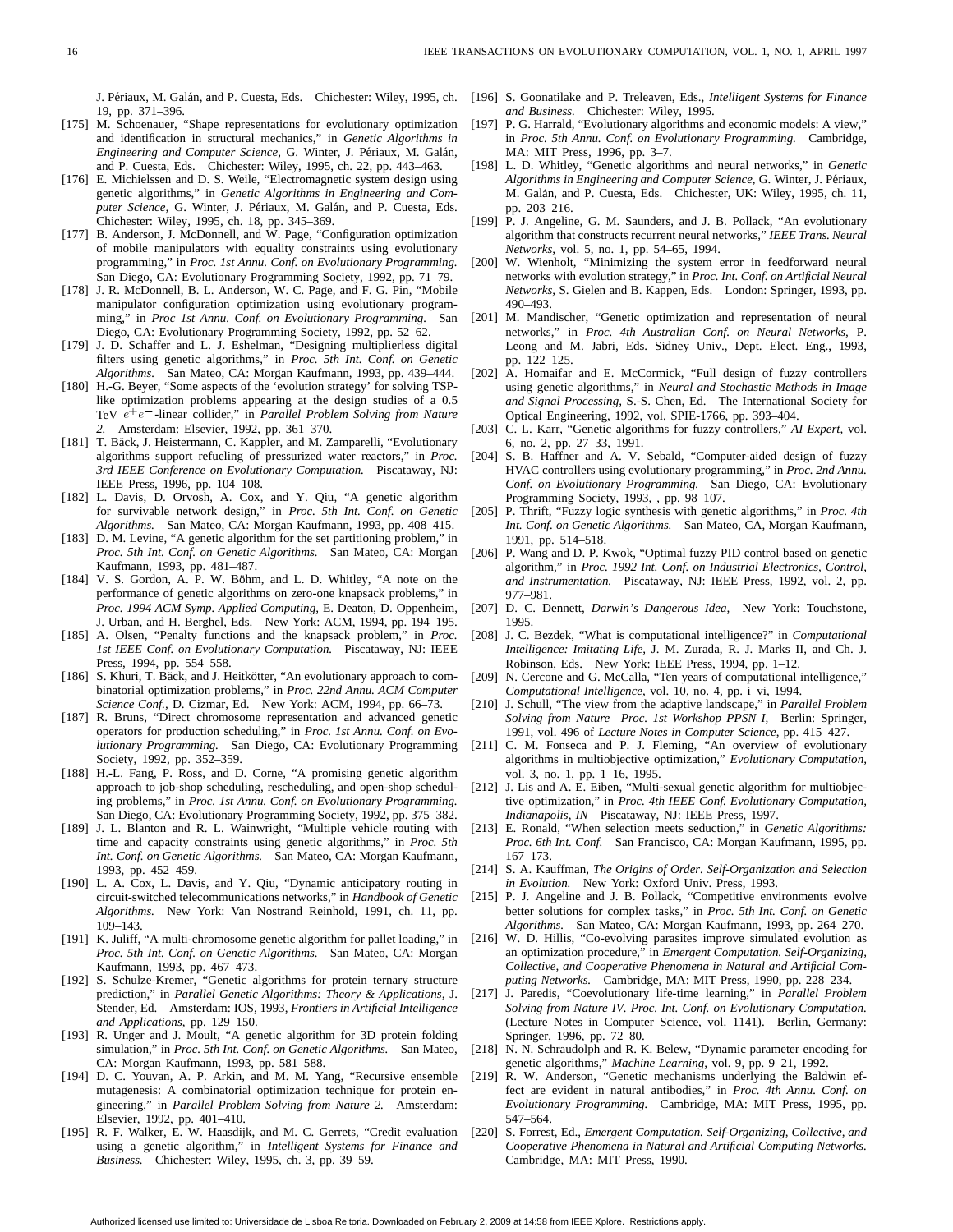J. Périaux, M. Galán, and P. Cuesta, Eds. Chichester: Wiley, 1995, ch. 19, pp. 371–396.

[175] M. Schoenauer, "Shape representations for evolutionary optimization and identification in structural mechanics," in *Genetic Algorithms in Engineering and Computer Science*, G. Winter, J. Périaux, M. Galán, and P. Cuesta, Eds. Chichester: Wiley, 1995, ch. 22, pp. 443–463.

[176] E. Michielssen and D. S. Weile, "Electromagnetic system design using genetic algorithms," in *Genetic Algorithms in Engineering and Computer Science*, G. Winter, J. Périaux, M. Galán, and P. Cuesta, Eds. Chichester: Wiley, 1995, ch. 18, pp. 345–369.

[177] B. Anderson, J. McDonnell, and W. Page, "Configuration optimization of mobile manipulators with equality constraints using evolutionary programming," in *Proc. 1st Annu. Conf. on Evolutionary Programming.* San Diego, CA: Evolutionary Programming Society, 1992, pp. 71–79.

[178] J. R. McDonnell, B. L. Anderson, W. C. Page, and F. G. Pin, "Mobile manipulator configuration optimization using evolutionary programming," in *Proc 1st Annu. Conf. on Evolutionary Programming.* San Diego, CA: Evolutionary Programming Society, 1992, pp. 52–62.

[179] J. D. Schaffer and L. J. Eshelman, "Designing multiplierless digital filters using genetic algorithms," in *Proc. 5th Int. Conf. on Genetic Algorithms.* San Mateo, CA: Morgan Kaufmann, 1993, pp. 439–444.

[180] H.-G. Beyer, "Some aspects of the 'evolution strategy' for solving TSP-like optimization problems appearing at the design studies of a 0.5 TeV $e^+e^-$-linear collider," in *Parallel Problem Solving from Nature 2.* Amsterdam: Elsevier, 1992, pp. 361–370.

[181] T. Bäck, J. Heistermann, C. Kappler, and M. Zamparelli, "Evolutionary algorithms support refueling of pressurized water reactors," in *Proc. 3rd IEEE Conference on Evolutionary Computation.* Piscataway, NJ: IEEE Press, 1996, pp. 104–108.

[182] L. Davis, D. Orvosh, A. Cox, and Y. Qiu, "A genetic algorithm for survivable network design," in *Proc. 5th Int. Conf. on Genetic Algorithms.* San Mateo, CA: Morgan Kaufmann, 1993, pp. 408–415.

[183] D. M. Levine, "A genetic algorithm for the set partitioning problem," in *Proc. 5th Int. Conf. on Genetic Algorithms.* San Mateo, CA: Morgan Kaufmann, 1993, pp. 481–487.

[184] V. S. Gordon, A. P. W. Böhm, and L. D. Whitley, "A note on the performance of genetic algorithms on zero-one knapsack problems," in *Proc. 1994 ACM Symp. Applied Computing*, E. Deaton, D. Oppenheim, J. Urban, and H. Berghel, Eds. New York: ACM, 1994, pp. 194–195.

[185] A. Olsen, "Penalty functions and the knapsack problem," in *Proc. 1st IEEE Conf. on Evolutionary Computation.* Piscataway, NJ: IEEE Press, 1994, pp. 554–558.

[186] S. Khuri, T. Bäck, and J. Heitkötter, "An evolutionary approach to combinatorial optimization problems," in *Proc. 22nd Annu. ACM Computer Science Conf.*, D. Cizmar, Ed. New York: ACM, 1994, pp. 66–73.

[187] R. Bruns, "Direct chromosome representation and advanced genetic operators for production scheduling," in *Proc. 1st Annu. Conf. on Evolutionary Programming.* San Diego, CA: Evolutionary Programming Society, 1992, pp. 352–359.

[188] H.-L. Fang, P. Ross, and D. Corne, "A promising genetic algorithm approach to job-shop scheduling, rescheduling, and open-shop scheduling problems," in *Proc. 1st Annu. Conf. on Evolutionary Programming.* San Diego, CA: Evolutionary Programming Society, 1992, pp. 375–382.

[189] J. L. Blanton and R. L. Wainwright, "Multiple vehicle routing with time and capacity constraints using genetic algorithms," in *Proc. 5th Int. Conf. on Genetic Algorithms.* San Mateo, CA: Morgan Kaufmann, 1993, pp. 452–459.

[190] L. A. Cox, L. Davis, and Y. Qiu, "Dynamic anticipatory routing in circuit-switched telecommunications networks," in *Handbook of Genetic Algorithms.* New York: Van Nostrand Reinhold, 1991, ch. 11, pp. 109–143.

[191] K. Juliff, "A multi-chromosome genetic algorithm for pallet loading," in *Proc. 5th Int. Conf. on Genetic Algorithms.* San Mateo, CA: Morgan Kaufmann, 1993, pp. 467–473.

[192] S. Schulze-Kremer, "Genetic algorithms for protein ternary structure prediction," in *Parallel Genetic Algorithms: Theory & Applications*, J. Stender, Ed. Amsterdam: IOS, 1993, *Frontiers in Artificial Intelligence and Applications*, pp. 129–150.

[193] R. Unger and J. Moult, "A genetic algorithm for 3D protein folding simulation," in *Proc. 5th Int. Conf. on Genetic Algorithms.* San Mateo, CA: Morgan Kaufmann, 1993, pp. 581–588.

[194] D. C. Youvan, A. P. Arkin, and M. M. Yang, "Recursive ensemble mutagenesis: A combinatorial optimization technique for protein engineering," in *Parallel Problem Solving from Nature 2.* Amsterdam: Elsevier, 1992, pp. 401–410.

[195] R. F. Walker, E. W. Haasdijk, and M. C. Gerrets, "Credit evaluation using a genetic algorithm," in *Intelligent Systems for Finance and Business.* Chichester: Wiley, 1995, ch. 3, pp. 39–59.

[196] S. Goonatilake and P. Treleaven, Eds., *Intelligent Systems for Finance and Business.* Chichester: Wiley, 1995.

[197] P. G. Harrald, "Evolutionary algorithms and economic models: A view," in *Proc. 5th Annu. Conf. on Evolutionary Programming.* Cambridge, MA: MIT Press, 1996, pp. 3–7.

[198] L. D. Whitley, "Genetic algorithms and neural networks," in *Genetic Algorithms in Engineering and Computer Science*, G. Winter, J. Périaux, M. Galán, and P. Cuesta, Eds. Chichester, UK: Wiley, 1995, ch. 11, pp. 203–216.

[199] P. J. Angeline, G. M. Saunders, and J. B. Pollack, "An evolutionary algorithm that constructs recurrent neural networks," *IEEE Trans. Neural Networks*, vol. 5, no. 1, pp. 54–65, 1994.

[200] W. Wienholt, "Minimizing the system error in feedforward neural networks with evolution strategy," in *Proc. Int. Conf. on Artificial Neural Networks*, S. Gielen and B. Kappen, Eds. London: Springer, 1993, pp. 490–493.

[201] M. Mandischer, "Genetic optimization and representation of neural networks," in *Proc. 4th Australian Conf. on Neural Networks*, P. Leong and M. Jabri, Eds. Sidney Univ., Dept. Elect. Eng., 1993, pp. 122–125.

[202] A. Homaifar and E. McCormick, "Full design of fuzzy controllers using genetic algorithms," in *Neural and Stochastic Methods in Image and Signal Processing*, S.-S. Chen, Ed. The International Society for Optical Engineering, 1992, vol. SPIE-1766, pp. 393–404.

[203] C. L. Karr, "Genetic algorithms for fuzzy controllers," *AI Expert*, vol. 6, no. 2, pp. 27–33, 1991.

[204] S. B. Haffner and A. V. Sebald, "Computer-aided design of fuzzy HVAC controllers using evolutionary programming," in *Proc. 2nd Annu. Conf. on Evolutionary Programming.* San Diego, CA: Evolutionary Programming Society, 1993, , pp. 98–107.

[205] P. Thrift, "Fuzzy logic synthesis with genetic algorithms," in *Proc. 4th Int. Conf. on Genetic Algorithms.* San Mateo, CA, Morgan Kaufmann, 1991, pp. 514–518.

[206] P. Wang and D. P. Kwok, "Optimal fuzzy PID control based on genetic algorithm," in *Proc. 1992 Int. Conf. on Industrial Electronics, Control, and Instrumentation.* Piscataway, NJ: IEEE Press, 1992, vol. 2, pp. 977–981.

[207] D. C. Dennett, *Darwin's Dangerous Idea*, New York: Touchstone, 1995.

[208] J. C. Bezdek, "What is computational intelligence?" in *Computational Intelligence: Imitating Life*, J. M. Zurada, R. J. Marks II, and Ch. J. Robinson, Eds. New York: IEEE Press, 1994, pp. 1–12.

[209] N. Cercone and G. McCalla, "Ten years of computational intelligence," *Computational Intelligence*, vol. 10, no. 4, pp. i–vi, 1994.

[210] J. Schull, "The view from the adaptive landscape," in *Parallel Problem Solving from Nature—Proc. 1st Workshop PPSN I*, Berlin: Springer, 1991, vol. 496 of *Lecture Notes in Computer Science*, pp. 415–427.

[211] C. M. Fonseca and P. J. Fleming, "An overview of evolutionary algorithms in multiobjective optimization," *Evolutionary Computation*, vol. 3, no. 1, pp. 1–16, 1995.

[212] J. Lis and A. E. Eiben, "Multi-sexual genetic algorithm for multiobjective optimization," in *Proc. 4th IEEE Conf. Evolutionary Computation, Indianapolis, IN* Piscataway, NJ: IEEE Press, 1997.

[213] E. Ronald, "When selection meets seduction," in *Genetic Algorithms: Proc. 6th Int. Conf.* San Francisco, CA: Morgan Kaufmann, 1995, pp. 167–173.

[214] S. A. Kauffman, *The Origins of Order. Self-Organization and Selection in Evolution.* New York: Oxford Univ. Press, 1993.

[215] P. J. Angeline and J. B. Pollack, "Competitive environments evolve better solutions for complex tasks," in *Proc. 5th Int. Conf. on Genetic Algorithms.* San Mateo, CA: Morgan Kaufmann, 1993, pp. 264–270.

[216] W. D. Hillis, "Co-evolving parasites improve simulated evolution as an optimization procedure," in *Emergent Computation. Self-Organizing, Collective, and Cooperative Phenomena in Natural and Artificial Computing Networks.* Cambridge, MA: MIT Press, 1990, pp. 228–234.

[217] J. Paredis, "Coevolutionary life-time learning," in *Parallel Problem Solving from Nature IV. Proc. Int. Conf. on Evolutionary Computation.* (Lecture Notes in Computer Science, vol. 1141). Berlin, Germany: Springer, 1996, pp. 72–80.

[218] N. N. Schraudolph and R. K. Belew, "Dynamic parameter encoding for genetic algorithms," *Machine Learning*, vol. 9, pp. 9–21, 1992.

[219] R. W. Anderson, "Genetic mechanisms underlying the Baldwin effect are evident in natural antibodies," in *Proc. 4th Annu. Conf. on Evolutionary Programming.* Cambridge, MA: MIT Press, 1995, pp. 547–564.

[220] S. Forrest, Ed., *Emergent Computation. Self-Organizing, Collective, and Cooperative Phenomena in Natural and Artificial Computing Networks.* Cambridge, MA: MIT Press, 1990.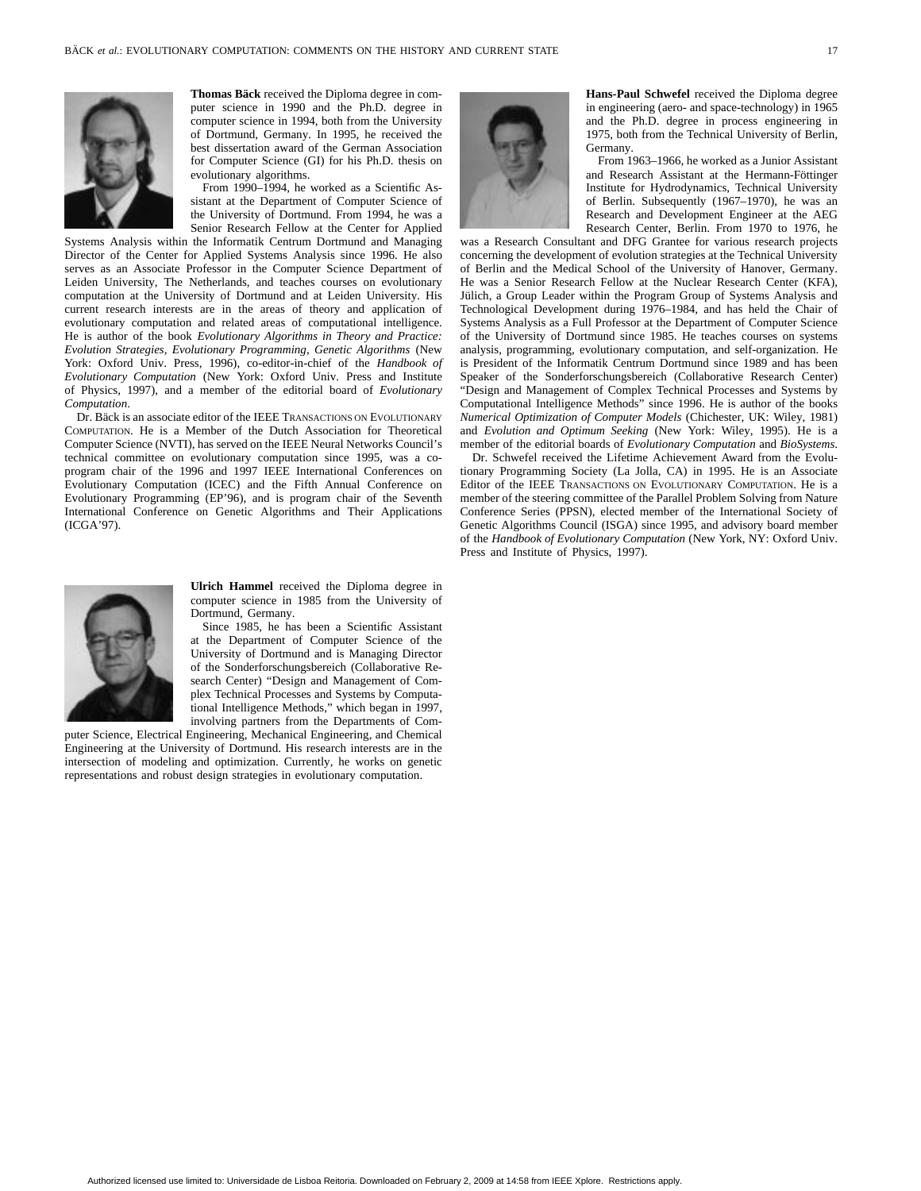**Thomas Bäck** received the Diploma degree in computer science in 1990 and the Ph.D. degree in computer science in 1994, both from the University of Dortmund, Germany. In 1995, he received the best dissertation award of the German Association for Computer Science (GI) for his Ph.D. thesis on evolutionary algorithms.

From 1990–1994, he worked as a Scientific Assistant at the Department of Computer Science of the University of Dortmund. From 1994, he was a Senior Research Fellow at the Center for Applied Systems Analysis within the Informatik Centrum Dortmund and Managing Director of the Center for Applied Systems Analysis since 1996. He also serves as an Associate Professor in the Computer Science Department of Leiden University, The Netherlands, and teaches courses on evolutionary computation at the University of Dortmund and at Leiden University. His current research interests are in the areas of theory and application of evolutionary computation and related areas of computational intelligence. He is author of the book *Evolutionary Algorithms in Theory and Practice: Evolution Strategies, Evolutionary Programming, Genetic Algorithms* (New York: Oxford Univ. Press, 1996), co-editor-in-chief of the *Handbook of Evolutionary Computation* (New York: Oxford Univ. Press and Institute of Physics, 1997), and a member of the editorial board of *Evolutionary Computation*.

Dr. Bäck is an associate editor of the IEEE TRANSACTIONS ON EVOLUTIONARY COMPUTATION. He is a Member of the Dutch Association for Theoretical Computer Science (NVTI), has served on the IEEE Neural Networks Council's technical committee on evolutionary computation since 1995, was a co-program chair of the 1996 and 1997 IEEE International Conferences on Evolutionary Computation (ICEC) and the Fifth Annual Conference on Evolutionary Programming (EP'96), and is program chair of the Seventh International Conference on Genetic Algorithms and Their Applications (ICGA'97).

**Ulrich Hammel** received the Diploma degree in computer science in 1985 from the University of Dortmund, Germany.

Since 1985, he has been a Scientific Assistant at the Department of Computer Science of the University of Dortmund and is Managing Director of the Sonderforschungsbereich (Collaborative Research Center) "Design and Management of Complex Technical Processes and Systems by Computational Intelligence Methods," which began in 1997, involving partners from the Departments of Computer Science, Electrical Engineering, Mechanical Engineering, and Chemical Engineering at the University of Dortmund. His research interests are in the intersection of modeling and optimization. Currently, he works on genetic representations and robust design strategies in evolutionary computation.

**Hans-Paul Schwefel** received the Diploma degree in engineering (aero- and space-technology) in 1965 and the Ph.D. degree in process engineering in 1975, both from the Technical University of Berlin, Germany.

From 1963–1966, he worked as a Junior Assistant and Research Assistant at the Hermann-Föttinger Institute for Hydrodynamics, Technical University of Berlin. Subsequently (1967–1970), he was an Research and Development Engineer at the AEG Research Center, Berlin. From 1970 to 1976, he was a Research Consultant and DFG Grantee for various research projects concerning the development of evolution strategies at the Technical University of Berlin and the Medical School of the University of Hanover, Germany. He was a Senior Research Fellow at the Nuclear Research Center (KFA), Jülich, a Group Leader within the Program Group of Systems Analysis and Technological Development during 1976–1984, and has held the Chair of Systems Analysis as a Full Professor at the Department of Computer Science of the University of Dortmund since 1985. He teaches courses on systems analysis, programming, evolutionary computation, and self-organization. He is President of the Informatik Centrum Dortmund since 1989 and has been Speaker of the Sonderforschungsbereich (Collaborative Research Center) "Design and Management of Complex Technical Processes and Systems by Computational Intelligence Methods" since 1996. He is author of the books *Numerical Optimization of Computer Models* (Chichester, UK: Wiley, 1981) and *Evolution and Optimum Seeking* (New York: Wiley, 1995). He is a member of the editorial boards of *Evolutionary Computation* and *BioSystems*.

Dr. Schwefel received the Lifetime Achievement Award from the Evolutionary Programming Society (La Jolla, CA) in 1995. He is an Associate Editor of the IEEE TRANSACTIONS ON EVOLUTIONARY COMPUTATION. He is a member of the steering committee of the Parallel Problem Solving from Nature Conference Series (PPSN), elected member of the International Society of Genetic Algorithms Council (ISGA) since 1995, and advisory board member of the *Handbook of Evolutionary Computation* (New York, NY: Oxford Univ. Press and Institute of Physics, 1997).